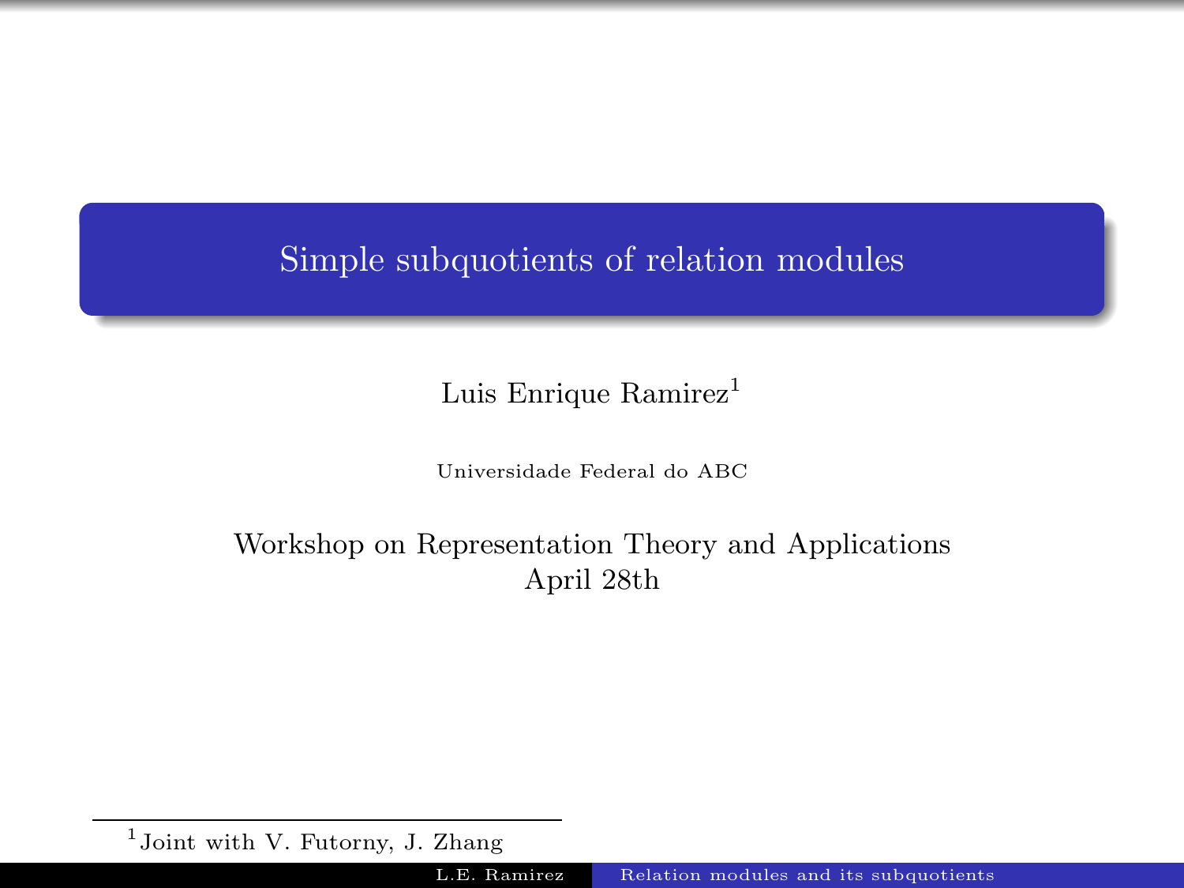# Simple subquotients of relation modules

Luis Enrique Ramirez[1]

Universidade Federal do ABC

Workshop on Representation Theory and Applications
April 28th

[1] Joint with V. Futorny, J. Zhang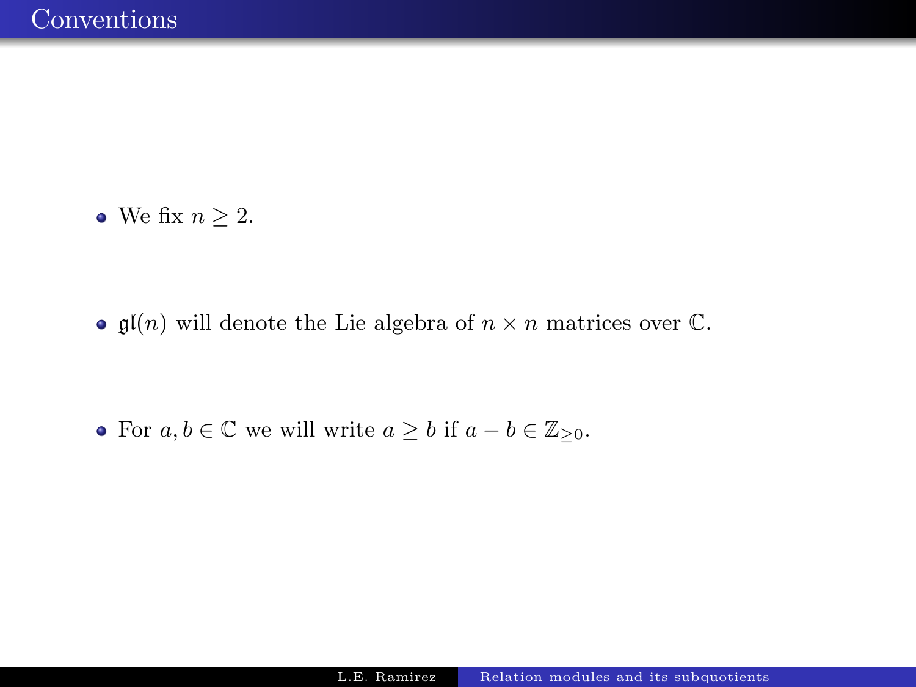# Conventions

- We fix $n \geq 2$.
- $\mathfrak{gl}(n)$ will denote the Lie algebra of $n \times n$ matrices over $\mathbb{C}$.
- For $a, b \in \mathbb{C}$ we will write $a \geq b$ if $a - b \in \mathbb{Z}_{\geq 0}$.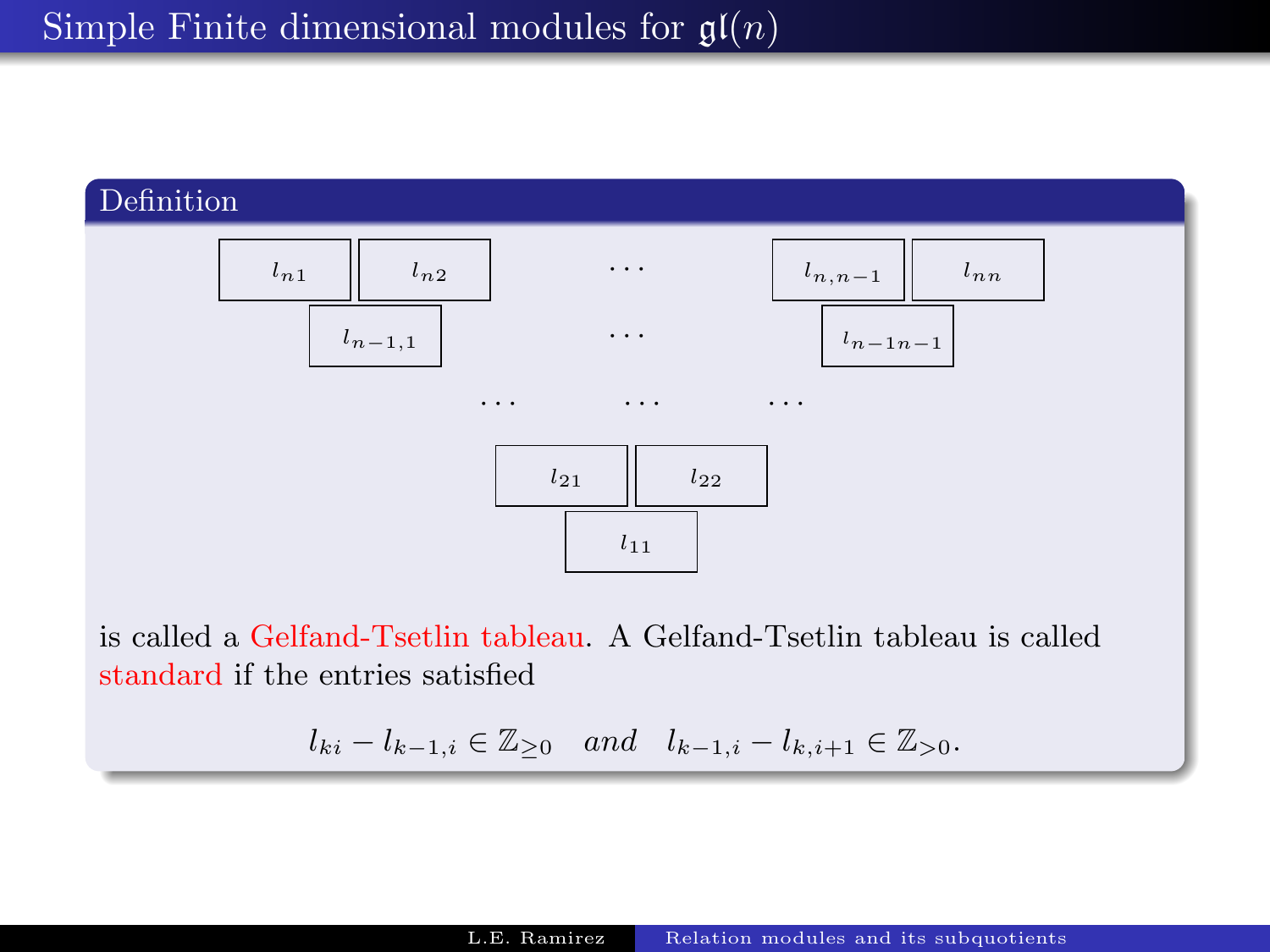# Simple Finite dimensional modules for $\mathfrak{gl}(n)$

**Definition**

$$
\begin{array}{ccccccccc}
l_{n1} & & l_{n2} & & \cdots & & l_{n,n-1} & & l_{nn} \\
& l_{n-1,1} & & & \cdots & & & l_{n-1n-1} & \\
& & \cdots & & \cdots & & \cdots & & \\
& & & l_{21} & & l_{22} & & & \\
& & & & l_{11} & & & &
\end{array}
$$

is called a Gelfand-Tsetlin tableau. A Gelfand-Tsetlin tableau is called standard if the entries satisfied

$$
l_{ki} - l_{k-1,i} \in \mathbb{Z}_{\geq 0} \quad and \quad l_{k-1,i} - l_{k,i+1} \in \mathbb{Z}_{>0}.
$$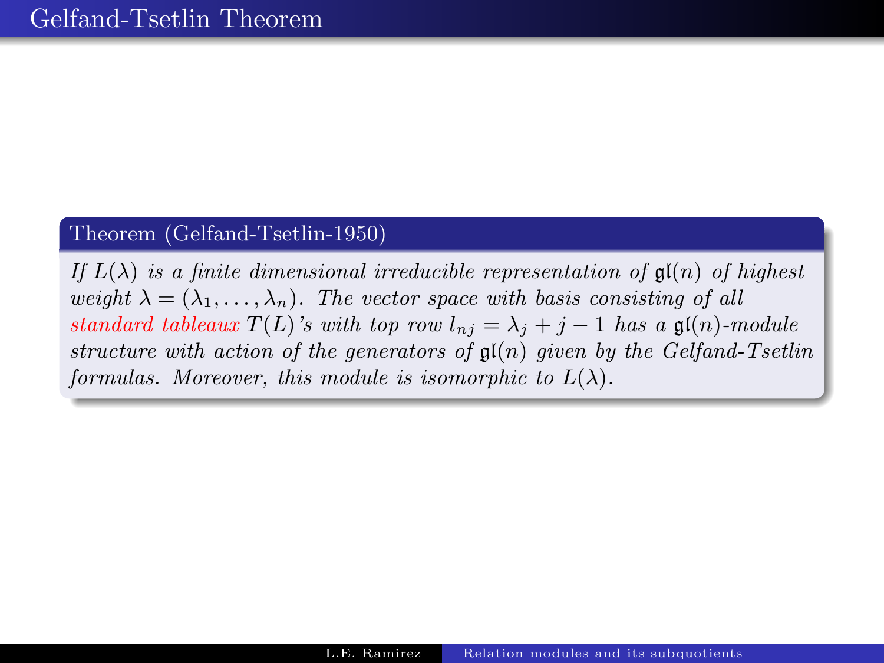# Gelfand-Tsetlin Theorem

**Theorem (Gelfand-Tsetlin-1950)**

*If $L(\lambda)$ is a finite dimensional irreducible representation of $\mathfrak{gl}(n)$ of highest weight $\lambda = (\lambda_1, \ldots, \lambda_n)$. The vector space with basis consisting of all standard tableaux $T(L)$'s with top row $l_{nj} = \lambda_j + j - 1$ has a $\mathfrak{gl}(n)$-module structure with action of the generators of $\mathfrak{gl}(n)$ given by the Gelfand-Tsetlin formulas. Moreover, this module is isomorphic to $L(\lambda)$.*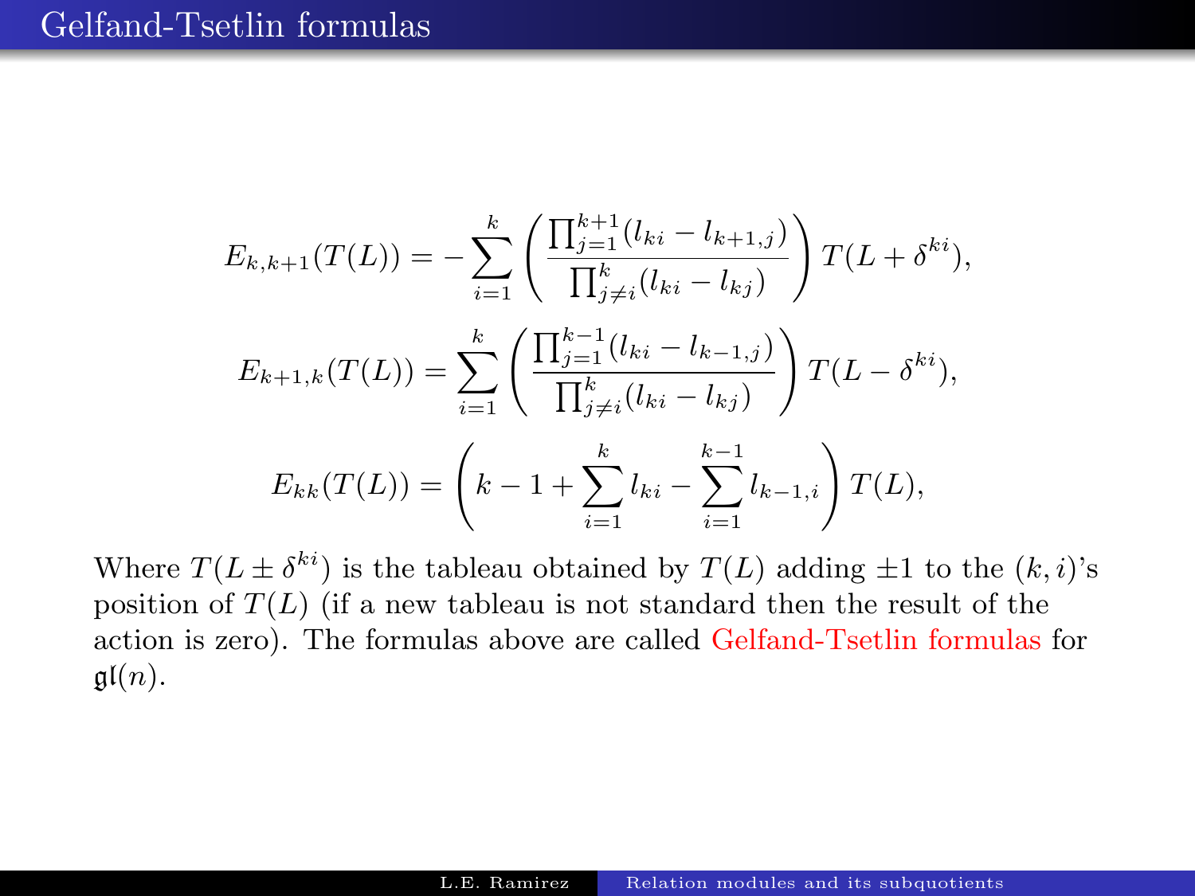# Gelfand-Tsetlin formulas

$$E_{k,k+1}(T(L)) = -\sum_{i=1}^{k} \left( \frac{\prod_{j=1}^{k+1}(l_{ki} - l_{k+1,j})}{\prod_{j\neq i}^{k}(l_{ki} - l_{kj})} \right) T(L + \delta^{ki}),$$

$$E_{k+1,k}(T(L)) = \sum_{i=1}^{k} \left( \frac{\prod_{j=1}^{k-1}(l_{ki} - l_{k-1,j})}{\prod_{j\neq i}^{k}(l_{ki} - l_{kj})} \right) T(L - \delta^{ki}),$$

$$E_{kk}(T(L)) = \left( k - 1 + \sum_{i=1}^{k} l_{ki} - \sum_{i=1}^{k-1} l_{k-1,i} \right) T(L),$$

Where $T(L \pm \delta^{ki})$ is the tableau obtained by $T(L)$ adding $\pm 1$ to the $(k,i)$'s position of $T(L)$ (if a new tableau is not standard then the result of the action is zero). The formulas above are called Gelfand-Tsetlin formulas for $\mathfrak{gl}(n)$.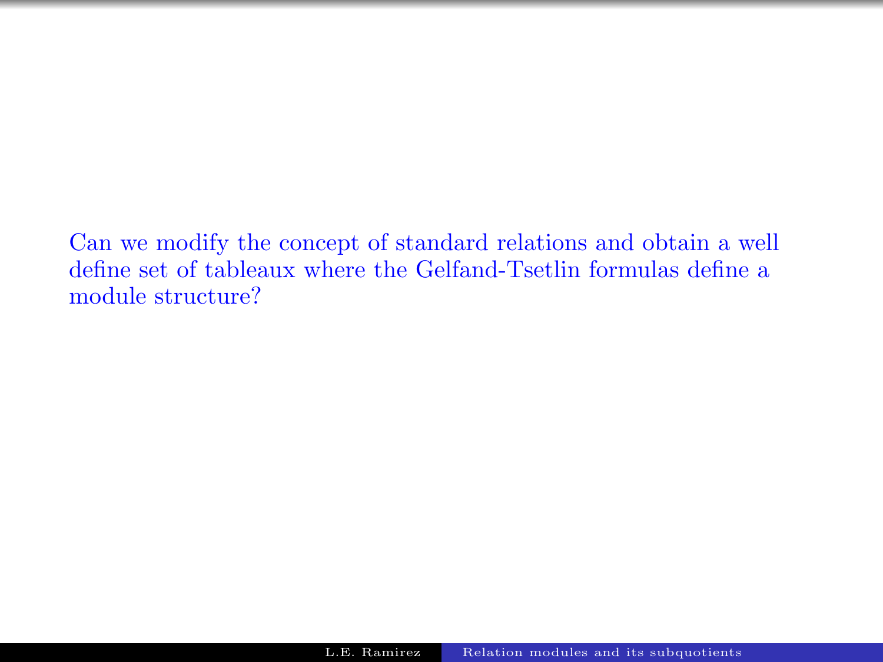Can we modify the concept of standard relations and obtain a well define set of tableaux where the Gelfand-Tsetlin formulas define a module structure?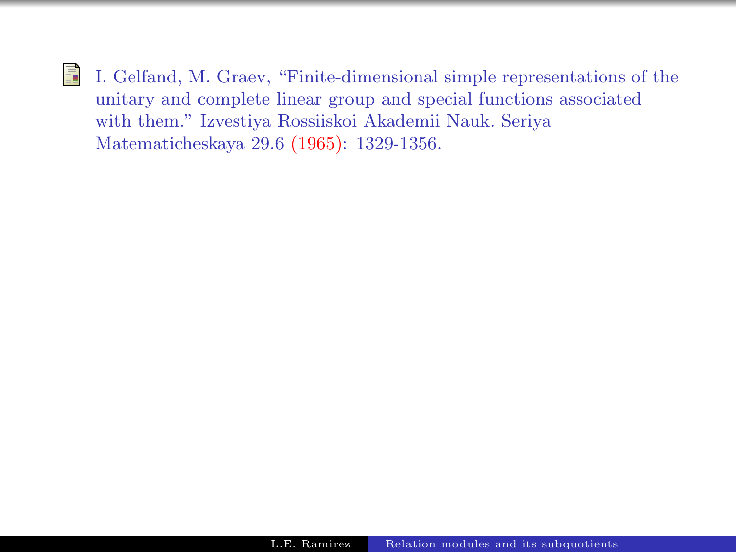I. Gelfand, M. Graev, "Finite-dimensional simple representations of the unitary and complete linear group and special functions associated with them." Izvestiya Rossiiskoi Akademii Nauk. Seriya Matematicheskaya 29.6 (1965): 1329-1356.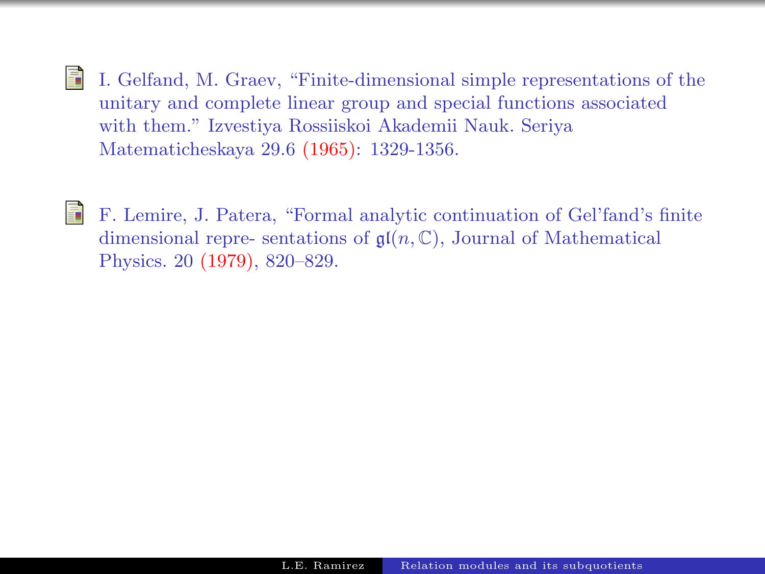- I. Gelfand, M. Graev, "Finite-dimensional simple representations of the unitary and complete linear group and special functions associated with them." Izvestiya Rossiiskoi Akademii Nauk. Seriya Matematicheskaya 29.6 (1965): 1329-1356.

- F. Lemire, J. Patera, "Formal analytic continuation of Gel'fand's finite dimensional repre- sentations of $\mathfrak{gl}(n, \mathbb{C})$, Journal of Mathematical Physics. 20 (1979), 820–829.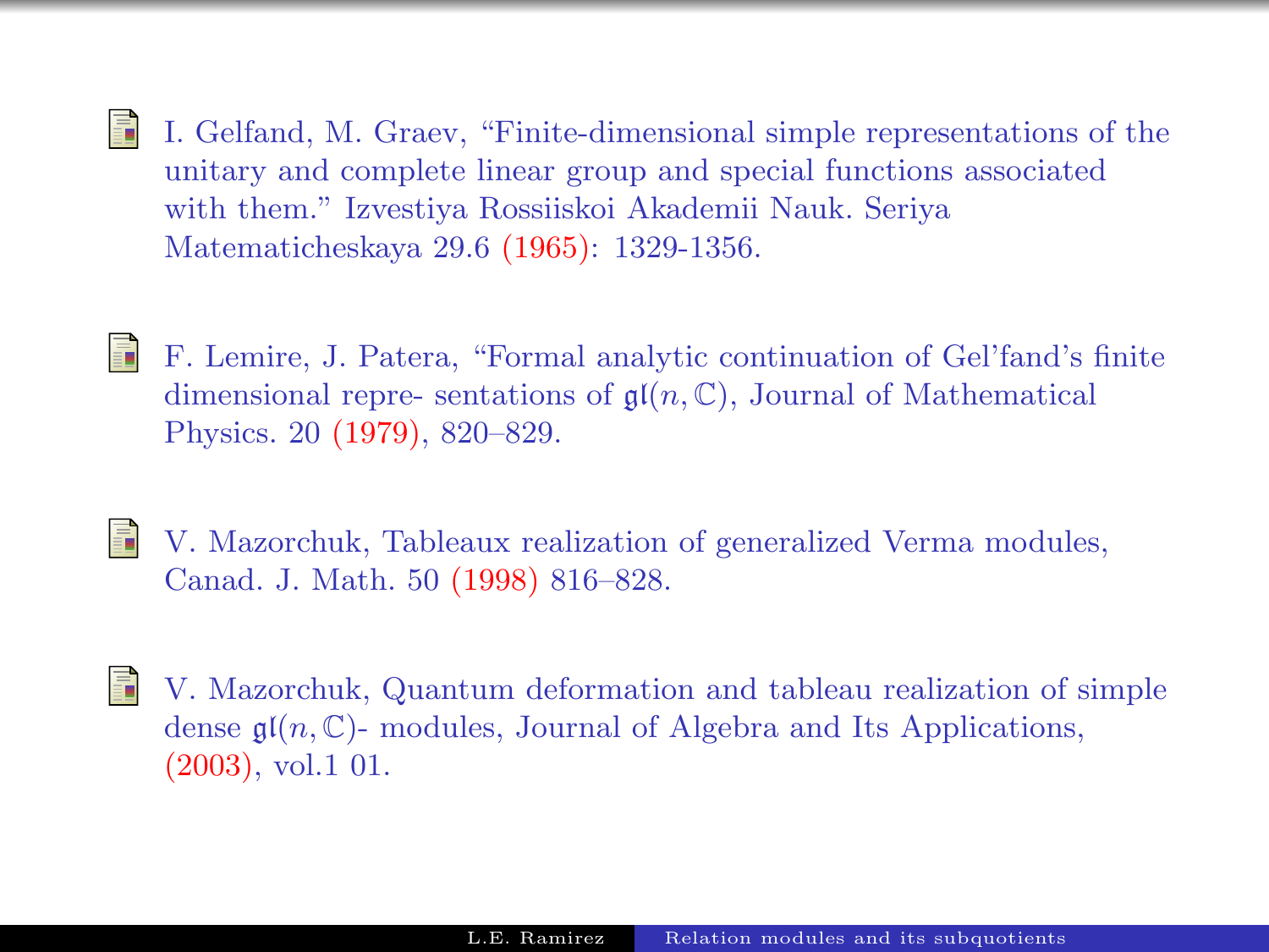- I. Gelfand, M. Graev, “Finite-dimensional simple representations of the unitary and complete linear group and special functions associated with them.” Izvestiya Rossiiskoi Akademii Nauk. Seriya Matematicheskaya 29.6 (1965): 1329-1356.

- F. Lemire, J. Patera, “Formal analytic continuation of Gel’fand’s finite dimensional repre- sentations of $\mathfrak{gl}(n, \mathbb{C})$, Journal of Mathematical Physics. 20 (1979), 820–829.

- V. Mazorchuk, Tableaux realization of generalized Verma modules, Canad. J. Math. 50 (1998) 816–828.

- V. Mazorchuk, Quantum deformation and tableau realization of simple dense $\mathfrak{gl}(n, \mathbb{C})$- modules, Journal of Algebra and Its Applications, (2003), vol.1 01.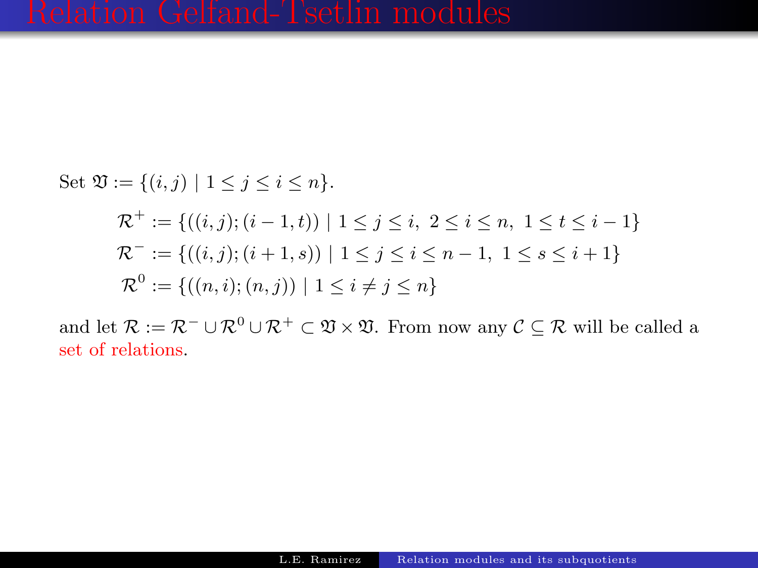# Relation Gelfand-Tsetlin modules

Set $\mathfrak{V} := \{(i,j) \mid 1 \leq j \leq i \leq n\}$.

$$
\begin{aligned}
\mathcal{R}^{+} &:= \{((i,j);(i-1,t)) \mid 1 \leq j \leq i,\ 2 \leq i \leq n,\ 1 \leq t \leq i-1\} \\
\mathcal{R}^{-} &:= \{((i,j);(i+1,s)) \mid 1 \leq j \leq i \leq n-1,\ 1 \leq s \leq i+1\} \\
\mathcal{R}^{0} &:= \{((n,i);(n,j)) \mid 1 \leq i \neq j \leq n\}
\end{aligned}
$$

and let $\mathcal{R} := \mathcal{R}^{-} \cup \mathcal{R}^{0} \cup \mathcal{R}^{+} \subset \mathfrak{V} \times \mathfrak{V}$. From now any $\mathcal{C} \subseteq \mathcal{R}$ will be called a set of relations.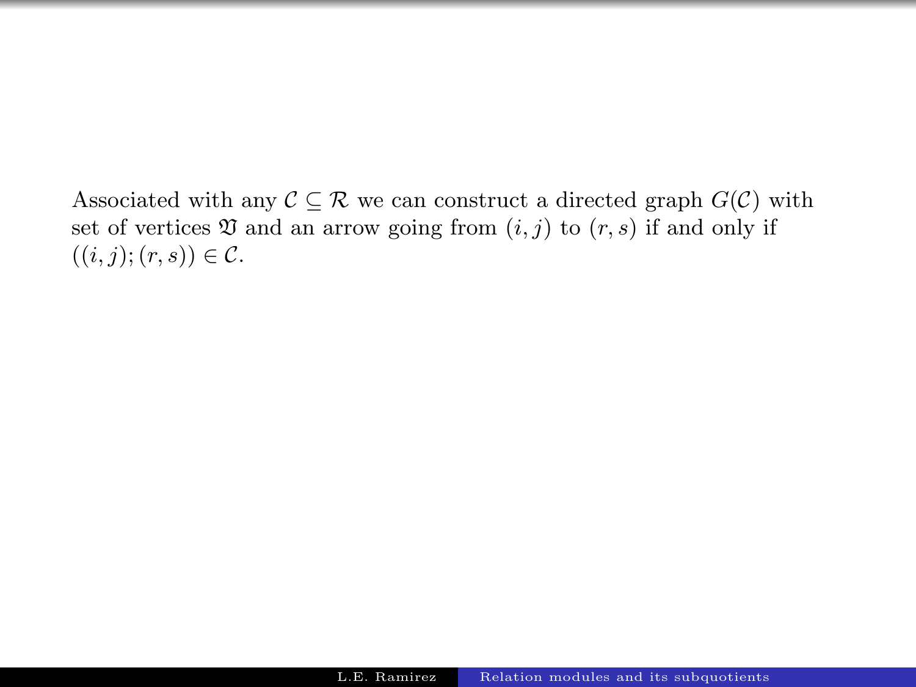Associated with any $\mathcal{C} \subseteq \mathcal{R}$ we can construct a directed graph $G(\mathcal{C})$ with set of vertices $\mathfrak{V}$ and an arrow going from $(i,j)$ to $(r,s)$ if and only if $((i,j);(r,s)) \in \mathcal{C}$.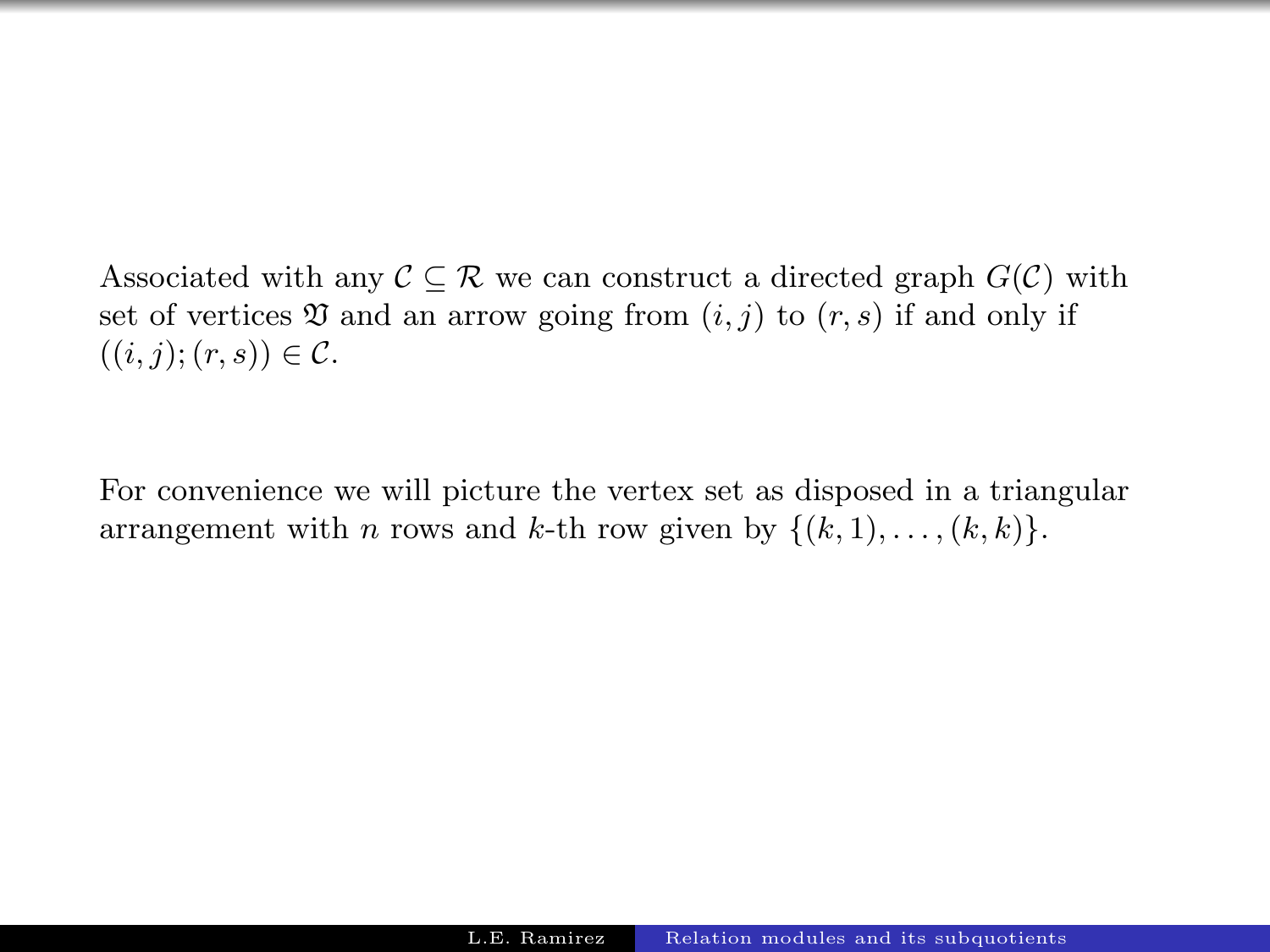Associated with any $\mathcal{C} \subseteq \mathcal{R}$ we can construct a directed graph $G(\mathcal{C})$ with set of vertices $\mathfrak{V}$ and an arrow going from $(i, j)$ to $(r, s)$ if and only if $((i, j); (r, s)) \in \mathcal{C}$.

For convenience we will picture the vertex set as disposed in a triangular arrangement with $n$ rows and $k$-th row given by $\{(k, 1), \ldots, (k, k)\}$.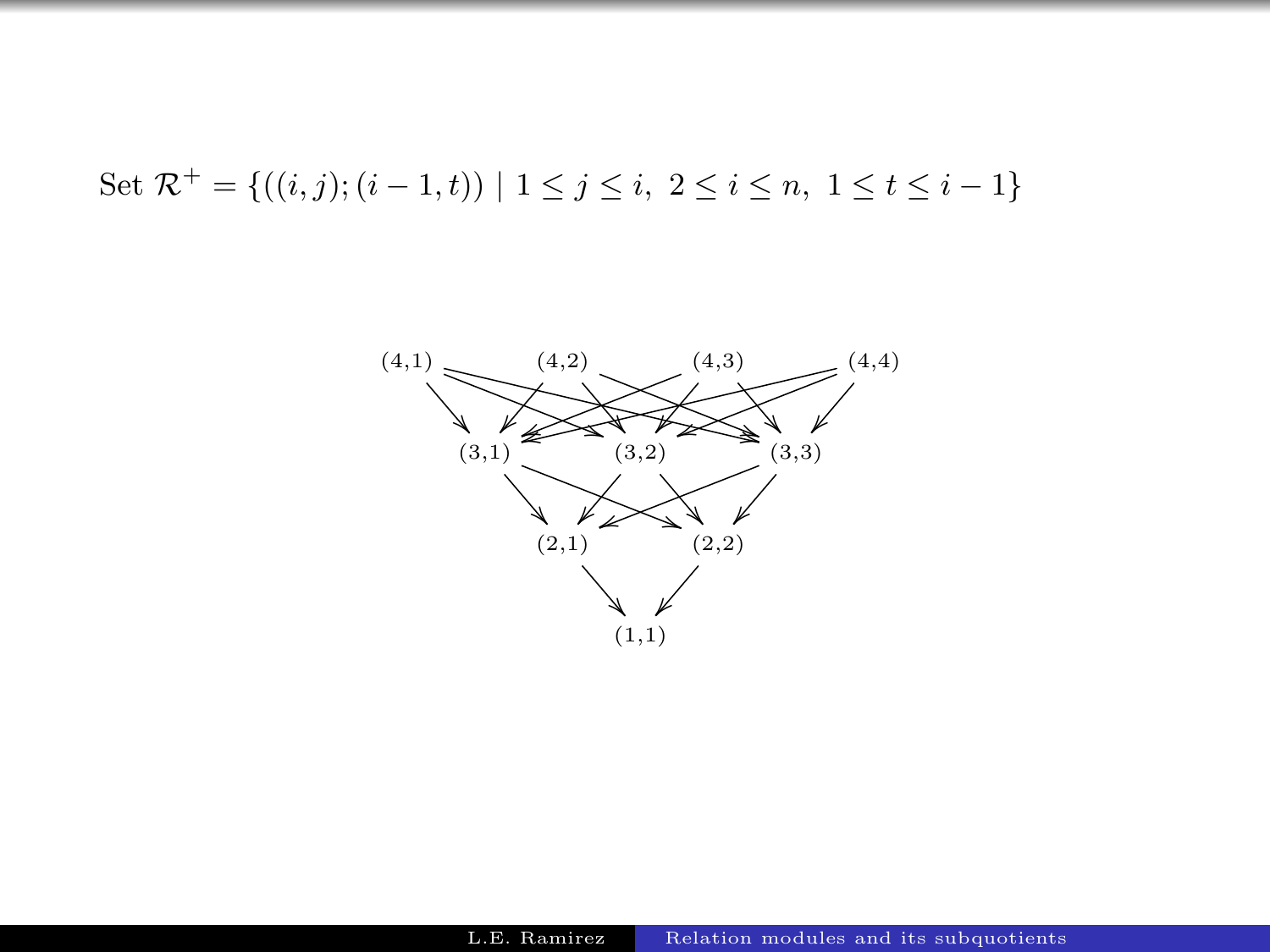Set $\mathcal{R}^+ = \{((i,j);(i-1,t)) \mid 1 \leq j \leq i,\ 2 \leq i \leq n,\ 1 \leq t \leq i-1\}$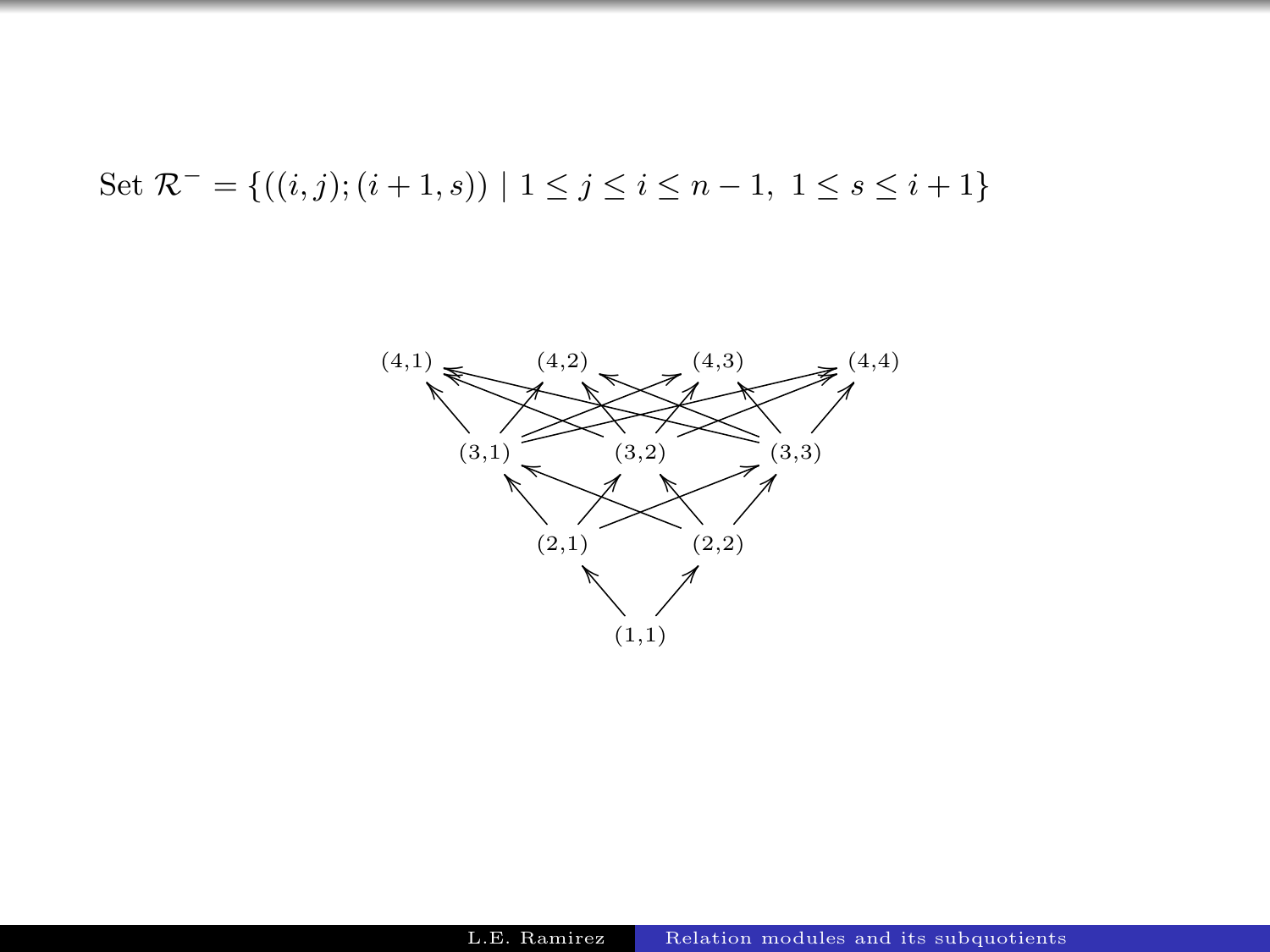Set $\mathcal{R}^- = \{((i,j);(i+1,s)) \mid 1 \leq j \leq i \leq n-1,\ 1 \leq s \leq i+1\}$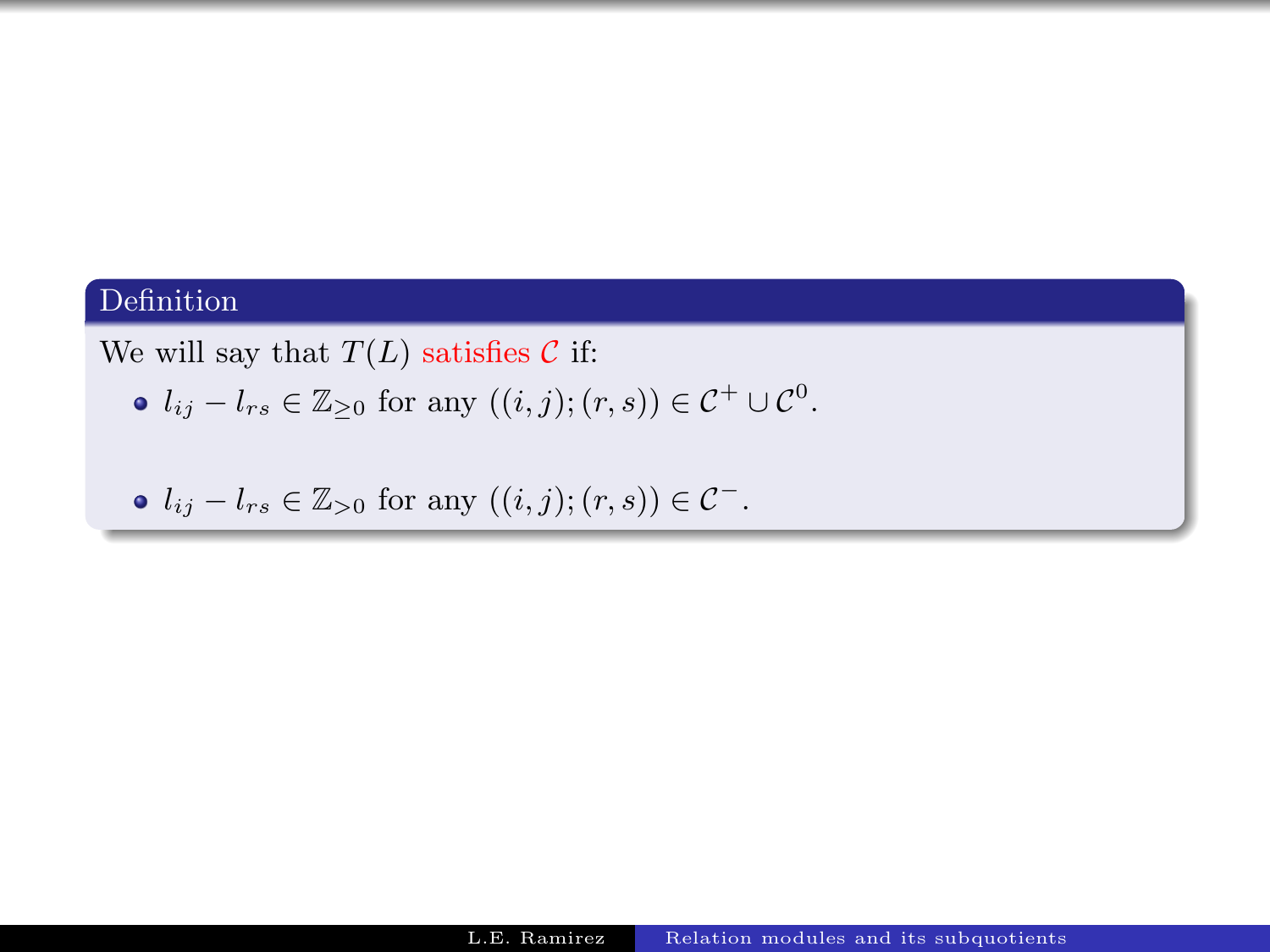**Definition**

We will say that $T(L)$ satisfies $\mathcal{C}$ if:

- $l_{ij} - l_{rs} \in \mathbb{Z}_{\geq 0}$ for any $((i,j);(r,s)) \in \mathcal{C}^{+} \cup \mathcal{C}^{0}$.

- $l_{ij} - l_{rs} \in \mathbb{Z}_{>0}$ for any $((i,j);(r,s)) \in \mathcal{C}^{-}$.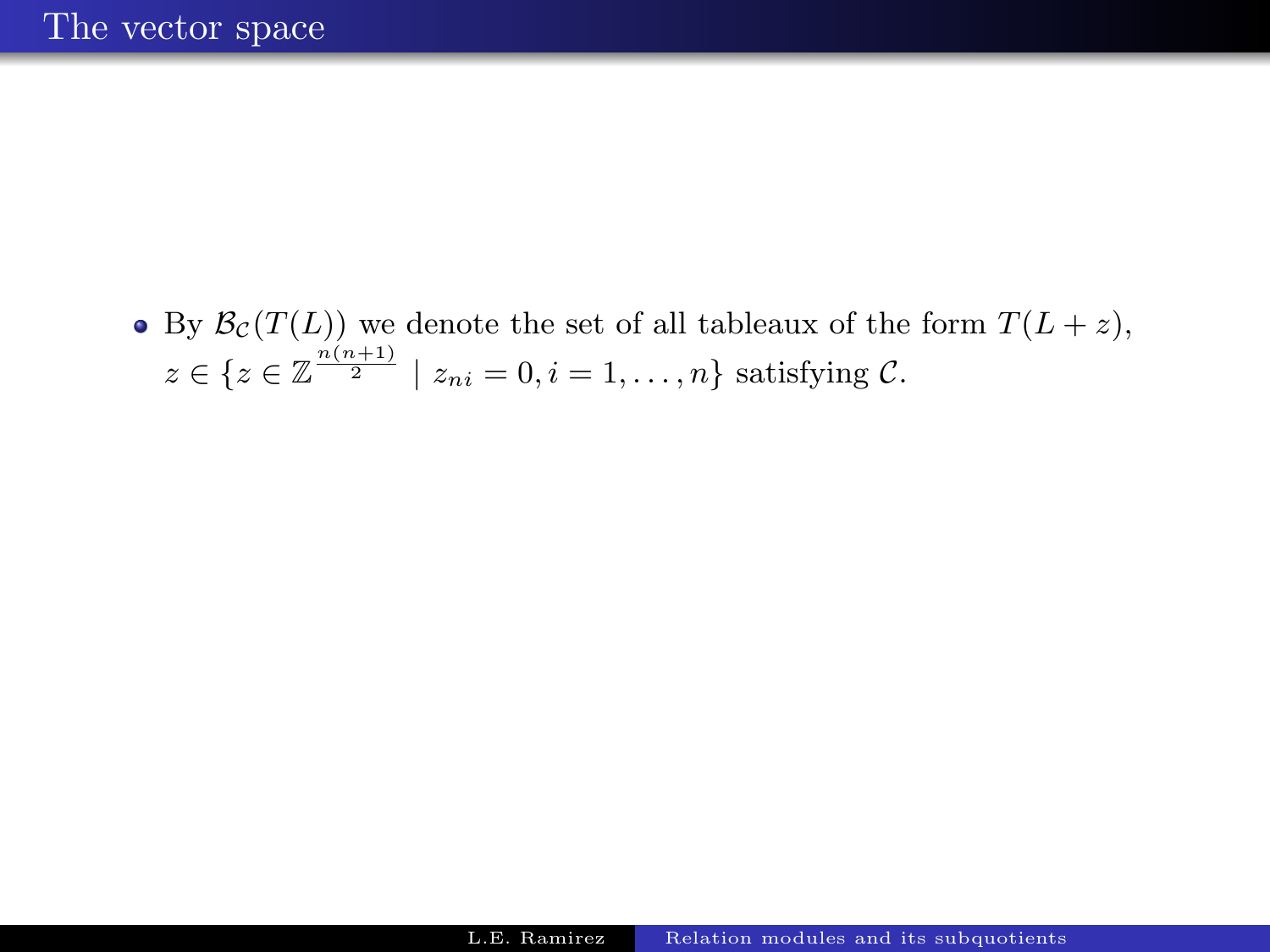# The vector space

- By $\mathcal{B}_{\mathcal{C}}(T(L))$ we denote the set of all tableaux of the form $T(L+z)$, $z \in \{z \in \mathbb{Z}^{\frac{n(n+1)}{2}} \mid z_{ni} = 0, i = 1, \ldots, n\}$ satisfying $\mathcal{C}$.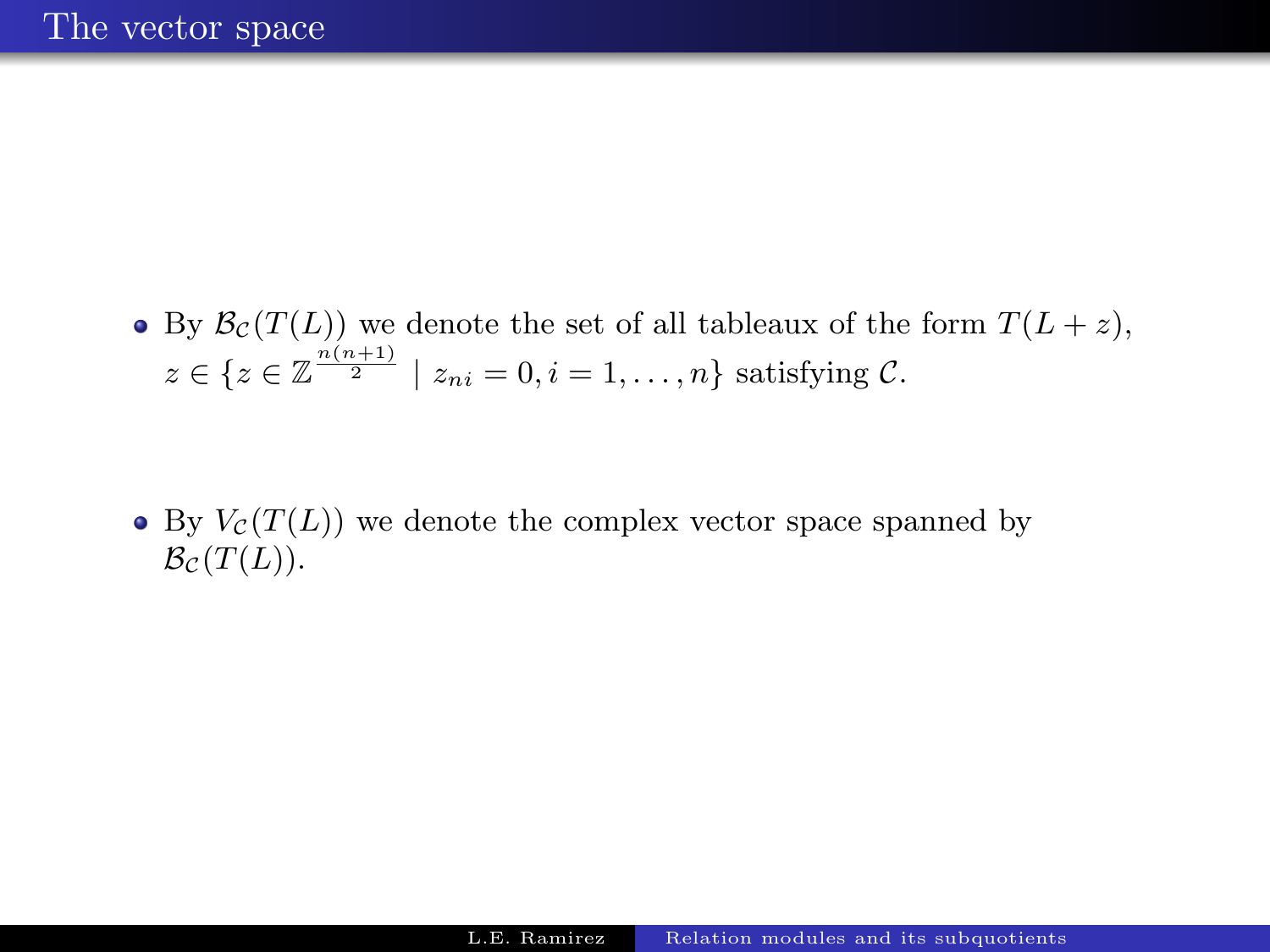## The vector space

- By $\mathcal{B}_{\mathcal{C}}(T(L))$ we denote the set of all tableaux of the form $T(L+z)$, $z \in \{z \in \mathbb{Z}^{\frac{n(n+1)}{2}} \mid z_{ni} = 0, i = 1, \ldots, n\}$ satisfying $\mathcal{C}$.

- By $V_{\mathcal{C}}(T(L))$ we denote the complex vector space spanned by $\mathcal{B}_{\mathcal{C}}(T(L))$.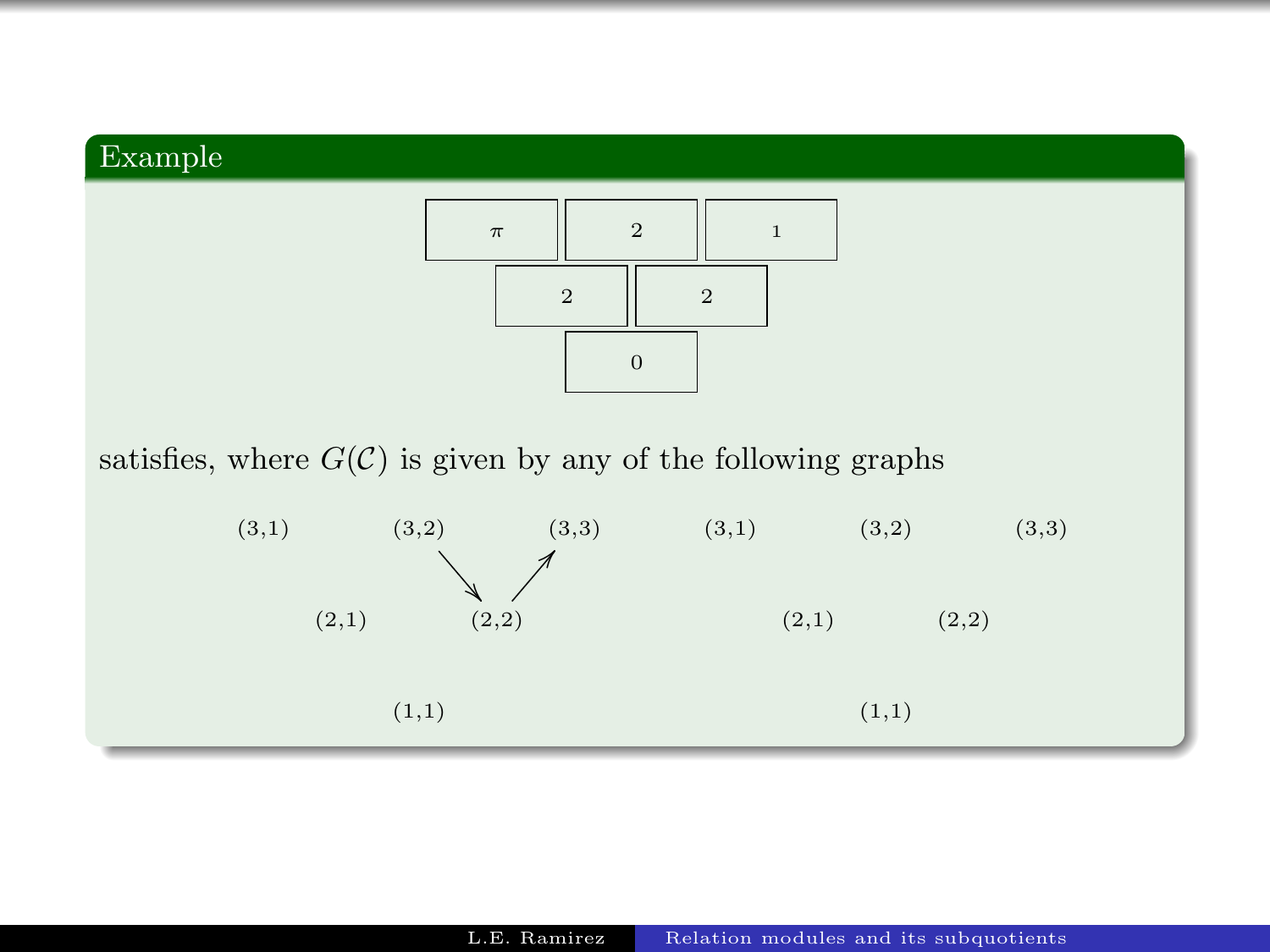**Example**

| π | 2 | 1 |
|---|---|---|
| 2 | 2 | |
| 0 | | |

satisfies, where $G(\mathcal{C})$ is given by any of the following graphs

First graph: vertices (3,1), (3,2), (3,3), (2,1), (2,2), (1,1), with arrows $(3,2) \to (2,2)$ and $(2,2) \to (3,3)$.

Second graph: vertices (3,1), (3,2), (3,3), (2,1), (2,2), (1,1), with no arrows.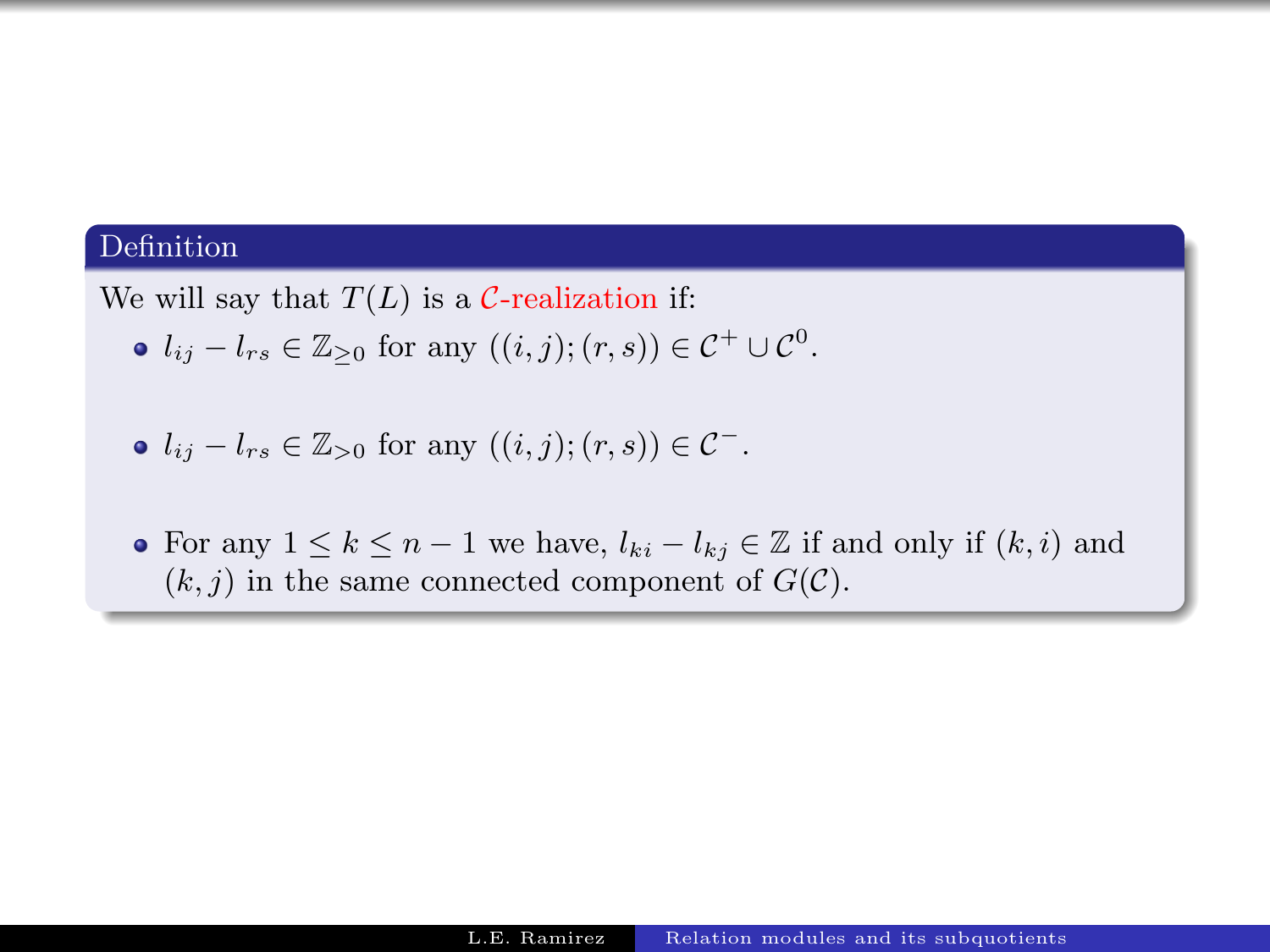**Definition**

We will say that $T(L)$ is a $\mathcal{C}$-realization if:

- $l_{ij} - l_{rs} \in \mathbb{Z}_{\geq 0}$ for any $((i,j);(r,s)) \in \mathcal{C}^+ \cup \mathcal{C}^0$.
- $l_{ij} - l_{rs} \in \mathbb{Z}_{>0}$ for any $((i,j);(r,s)) \in \mathcal{C}^-$.
- For any $1 \leq k \leq n-1$ we have, $l_{ki} - l_{kj} \in \mathbb{Z}$ if and only if $(k,i)$ and $(k,j)$ in the same connected component of $G(\mathcal{C})$.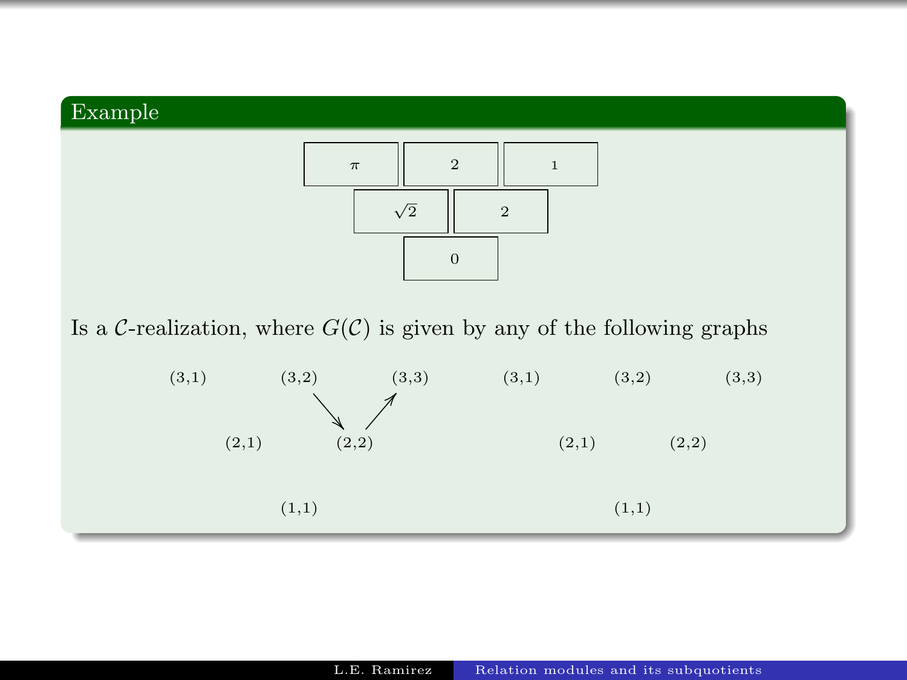### Example

| $\pi$ | 2 | 1 |
|---|---|---|
| $\sqrt{2}$ | 2 | |
| 0 | | |

Is a $\mathcal{C}$-realization, where $G(\mathcal{C})$ is given by any of the following graphs

(3,1) (3,2) (3,3)

(2,1) (2,2)

(1,1)

with arrows $(3,2) \to (2,2)$ and $(2,2) \to (3,3)$;

(3,1) (3,2) (3,3)

(2,1) (2,2)

(1,1)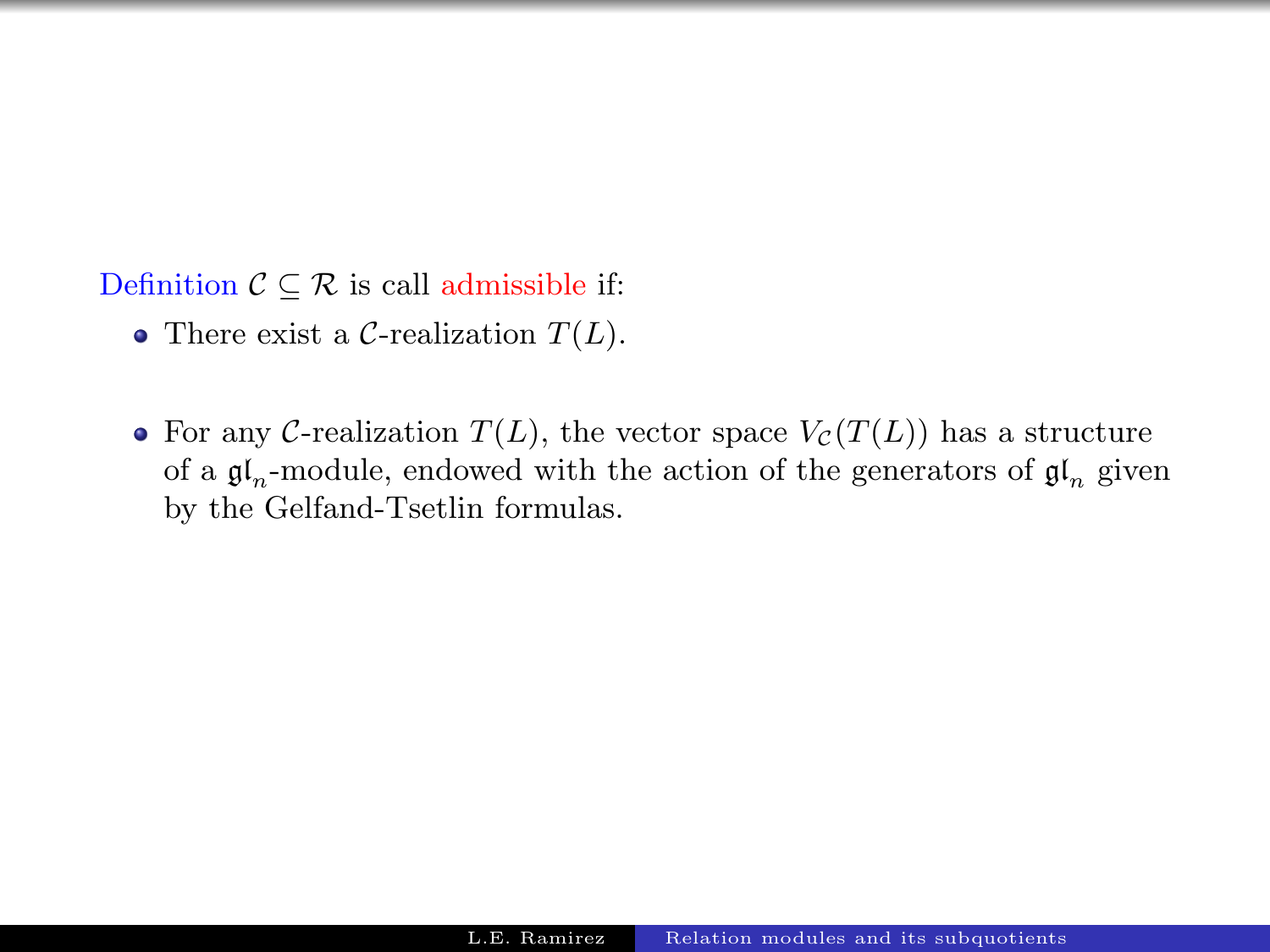**Definition** $\mathcal{C} \subseteq \mathcal{R}$ is call *admissible* if:

- There exist a $\mathcal{C}$-realization $T(L)$.
- For any $\mathcal{C}$-realization $T(L)$, the vector space $V_{\mathcal{C}}(T(L))$ has a structure of a $\mathfrak{gl}_n$-module, endowed with the action of the generators of $\mathfrak{gl}_n$ given by the Gelfand-Tsetlin formulas.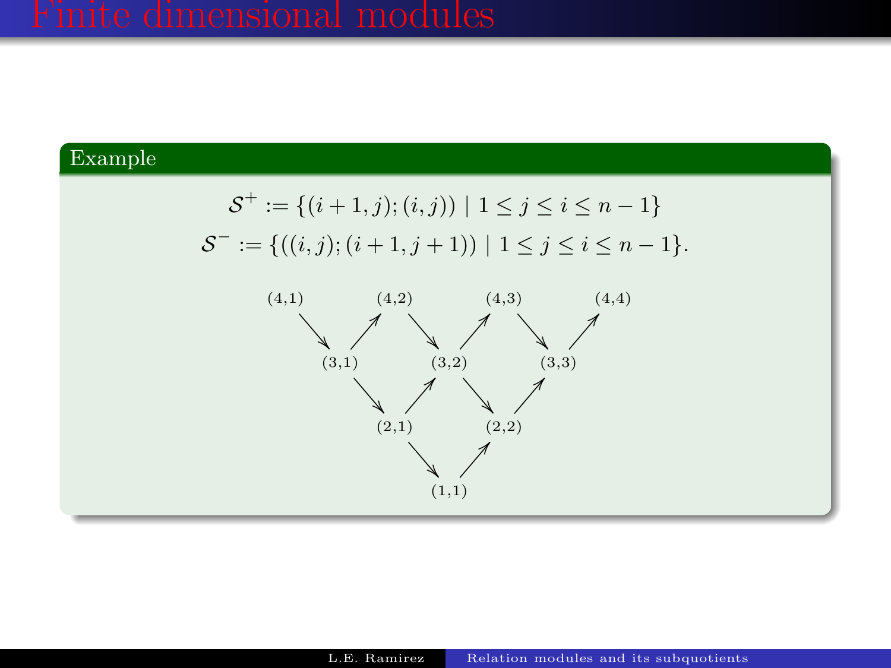# Finite dimensional modules

**Example**

$$\mathcal{S}^+ := \{(i+1,j);(i,j)) \mid 1 \leq j \leq i \leq n-1\}$$

$$\mathcal{S}^- := \{((i,j);(i+1,j+1)) \mid 1 \leq j \leq i \leq n-1\}.$$

(4,1) (4,2) (4,3) (4,4)

(3,1) (3,2) (3,3)

(2,1) (2,2)

(1,1)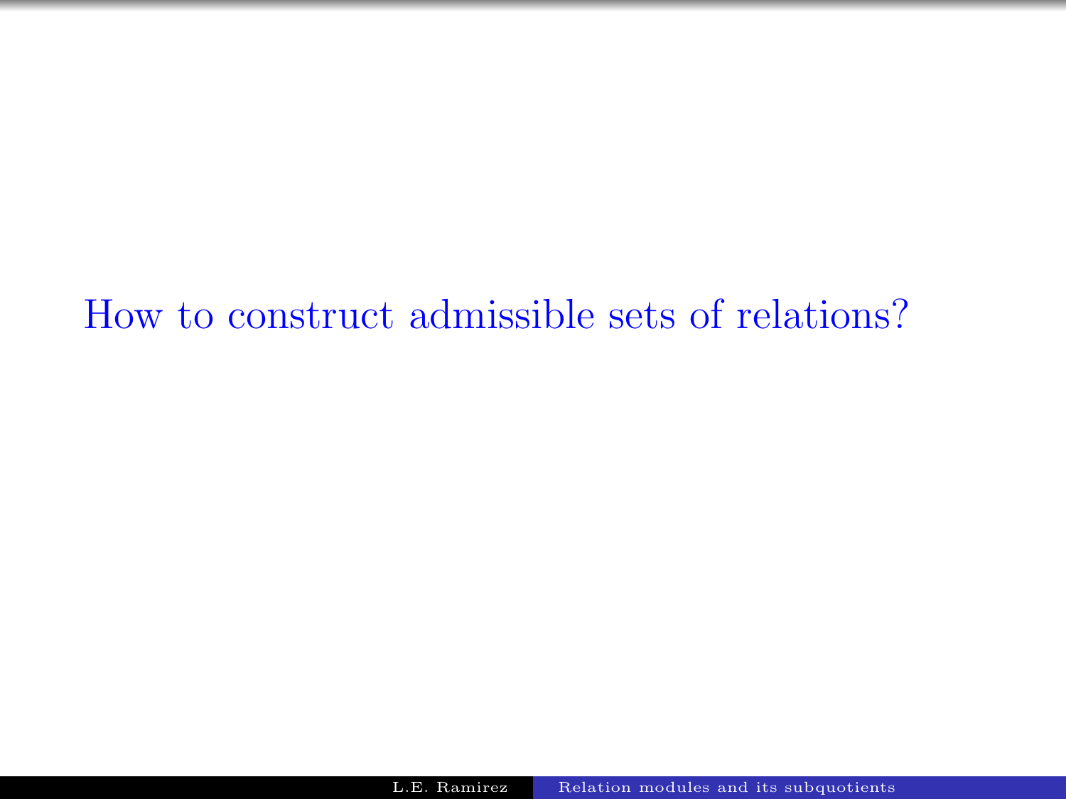How to construct admissible sets of relations?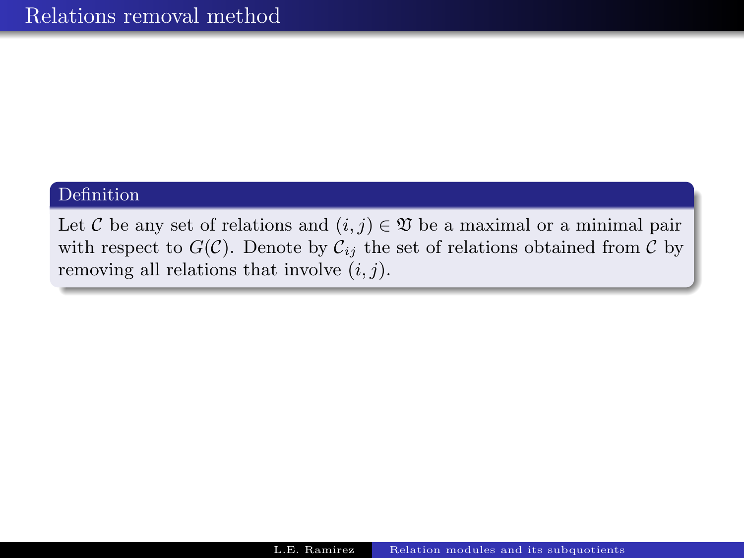# Relations removal method

**Definition**

Let $\mathcal{C}$ be any set of relations and $(i,j) \in \mathfrak{V}$ be a maximal or a minimal pair with respect to $G(\mathcal{C})$. Denote by $\mathcal{C}_{ij}$ the set of relations obtained from $\mathcal{C}$ by removing all relations that involve $(i,j)$.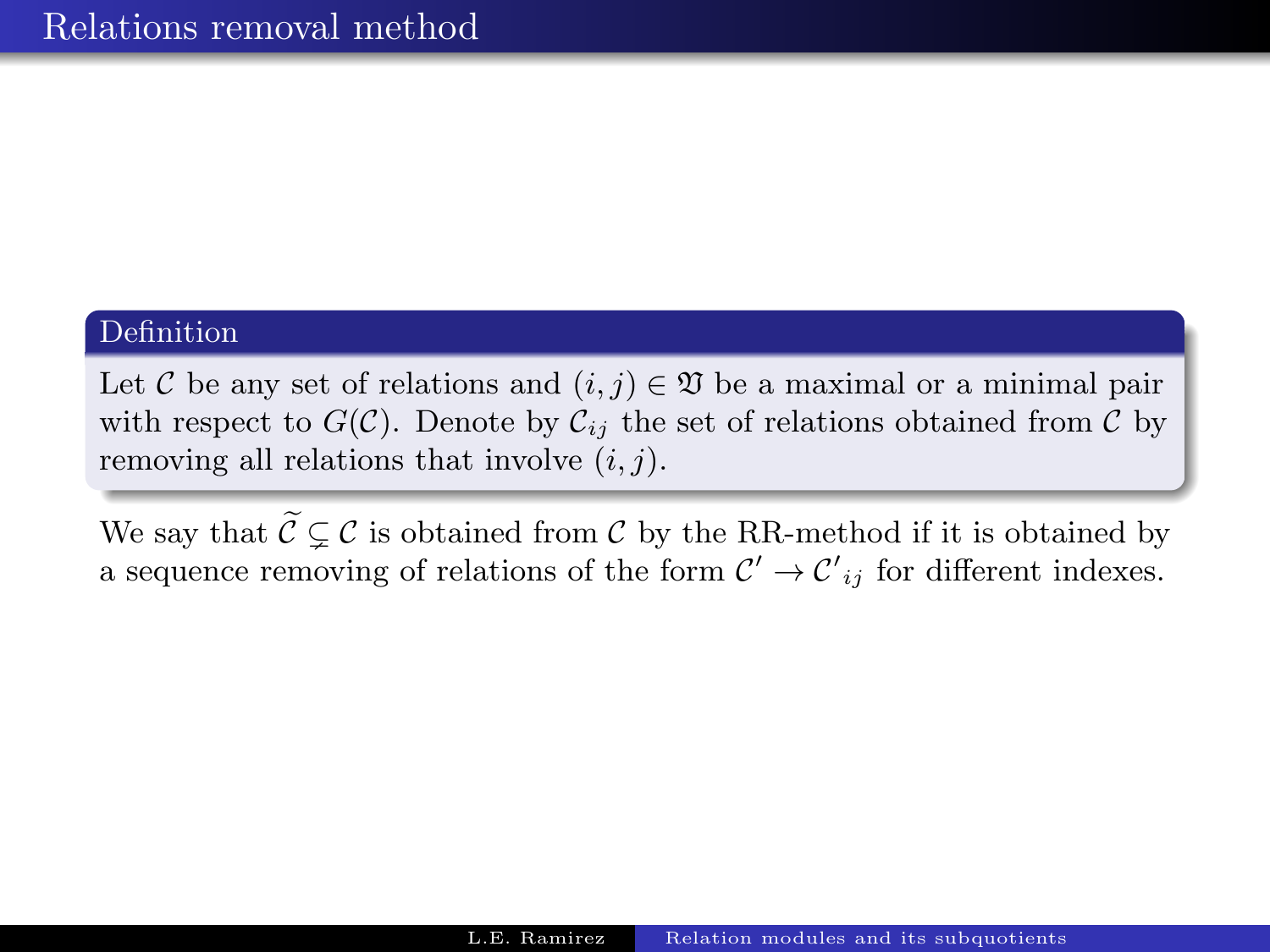# Relations removal method

**Definition**

Let $\mathcal{C}$ be any set of relations and $(i,j) \in \mathfrak{V}$ be a maximal or a minimal pair with respect to $G(\mathcal{C})$. Denote by $\mathcal{C}_{ij}$ the set of relations obtained from $\mathcal{C}$ by removing all relations that involve $(i,j)$.

We say that $\widetilde{\mathcal{C}} \subsetneq \mathcal{C}$ is obtained from $\mathcal{C}$ by the RR-method if it is obtained by a sequence removing of relations of the form $\mathcal{C}' \to \mathcal{C}'_{ij}$ for different indexes.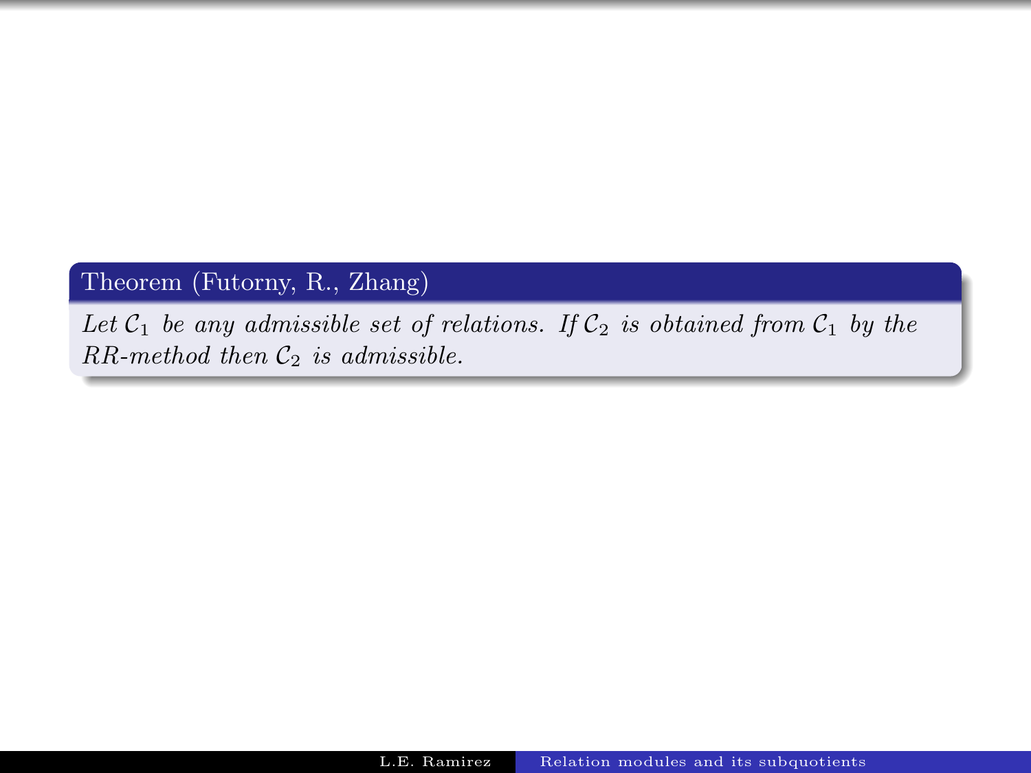**Theorem (Futorny, R., Zhang)**

*Let $\mathcal{C}_1$ be any admissible set of relations. If $\mathcal{C}_2$ is obtained from $\mathcal{C}_1$ by the RR-method then $\mathcal{C}_2$ is admissible.*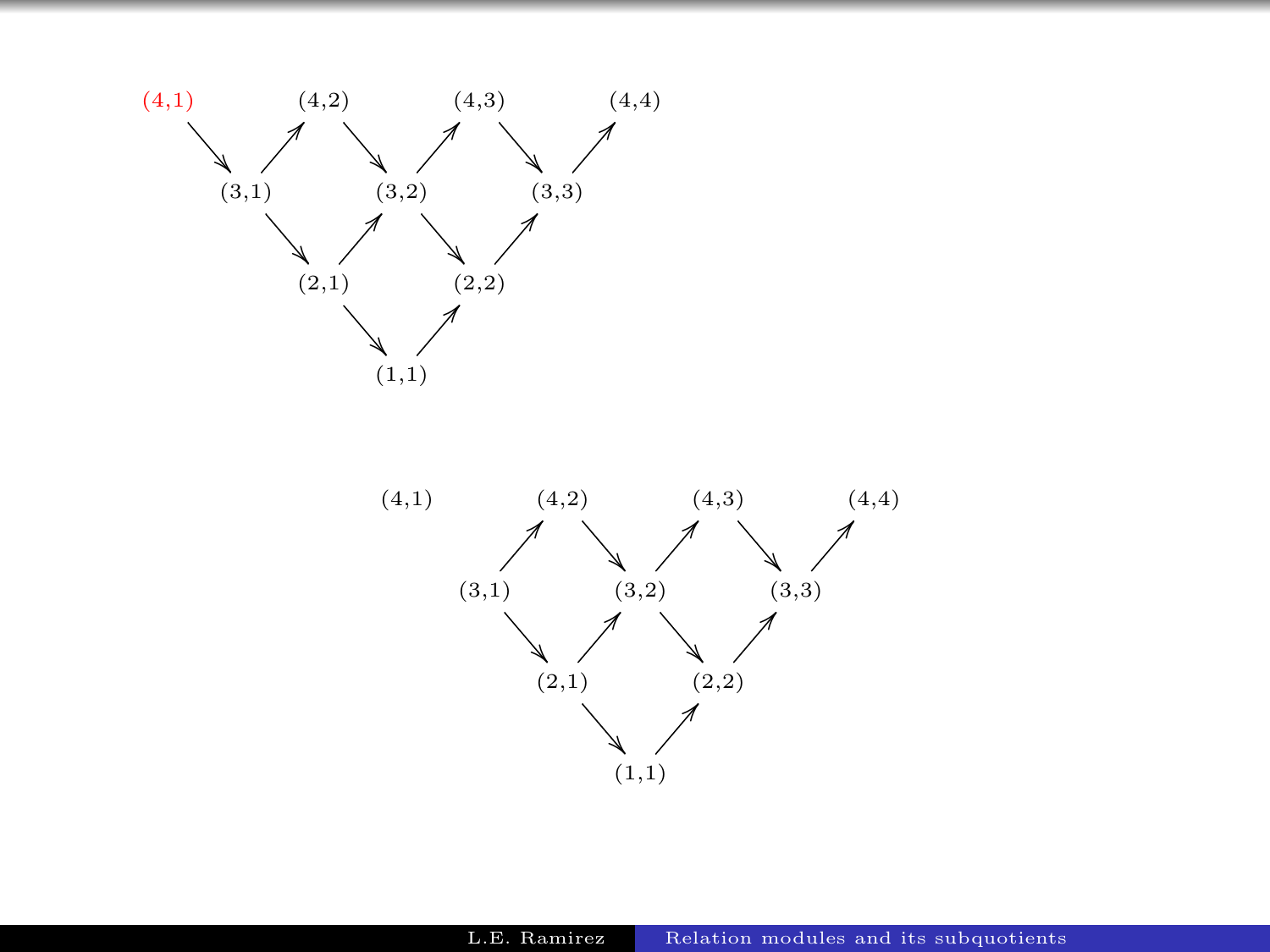(4,1) (4,2) (4,3) (4,4)

(3,1) (3,2) (3,3)

(2,1) (2,2)

(1,1)

(4,1) (4,2) (4,3) (4,4)

(3,1) (3,2) (3,3)

(2,1) (2,2)

(1,1)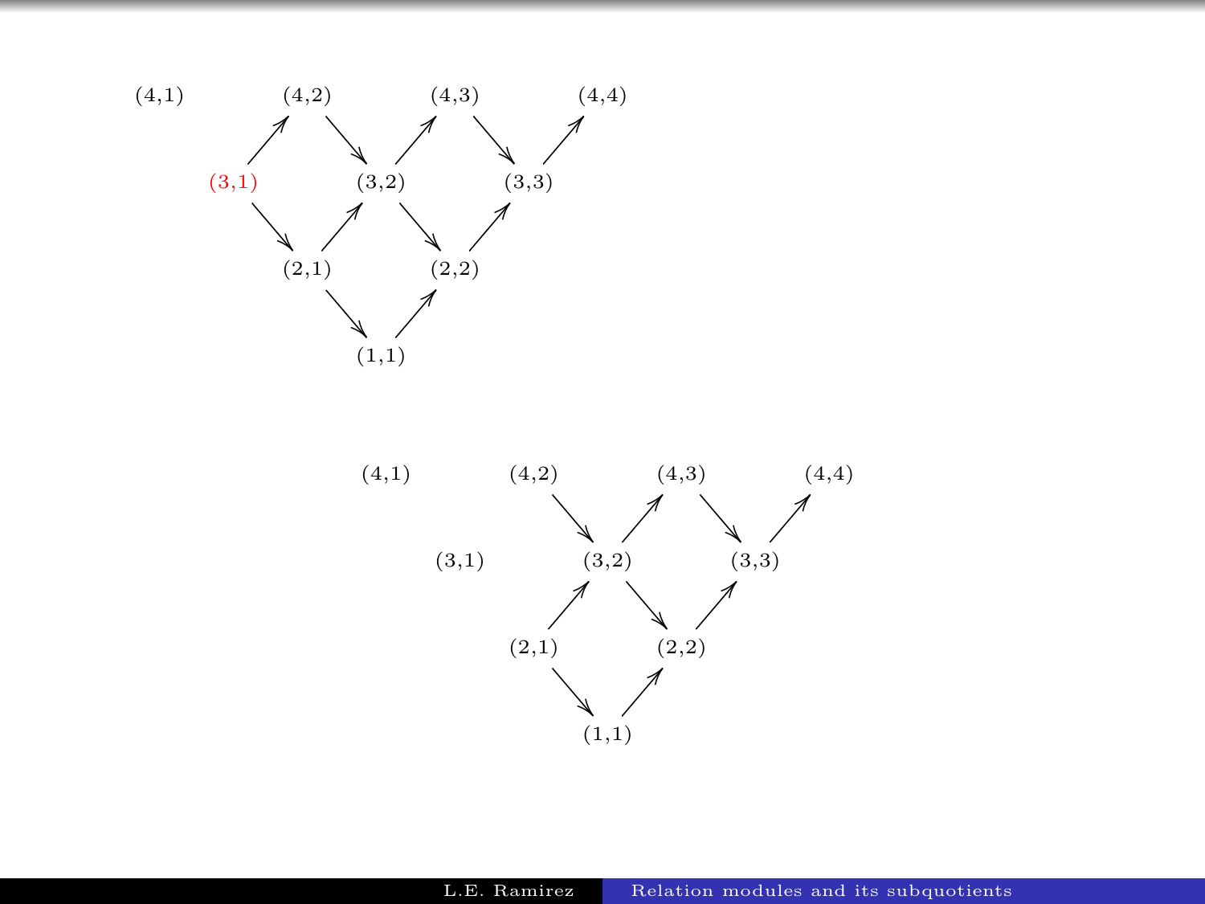(4,1) (4,2) (4,3) (4,4)

(3,1) (3,2) (3,3)

(2,1) (2,2)

(1,1)

(4,1) (4,2) (4,3) (4,4)

(3,1) (3,2) (3,3)

(2,1) (2,2)

(1,1)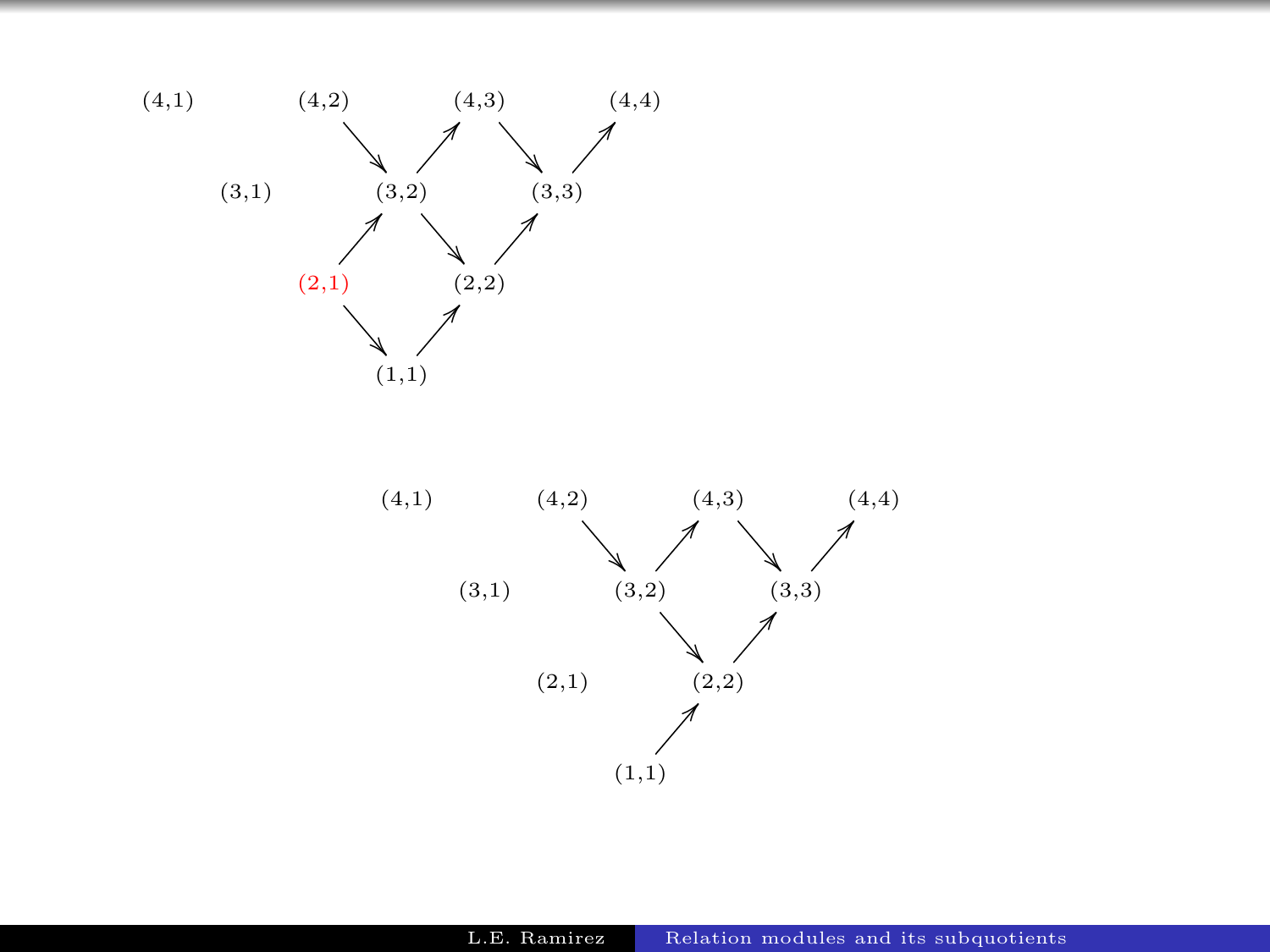(4,1) (4,2) (4,3) (4,4)

(3,1) (3,2) (3,3)

(2,1) (2,2)

(1,1)

(4,1) (4,2) (4,3) (4,4)

(3,1) (3,2) (3,3)

(2,1) (2,2)

(1,1)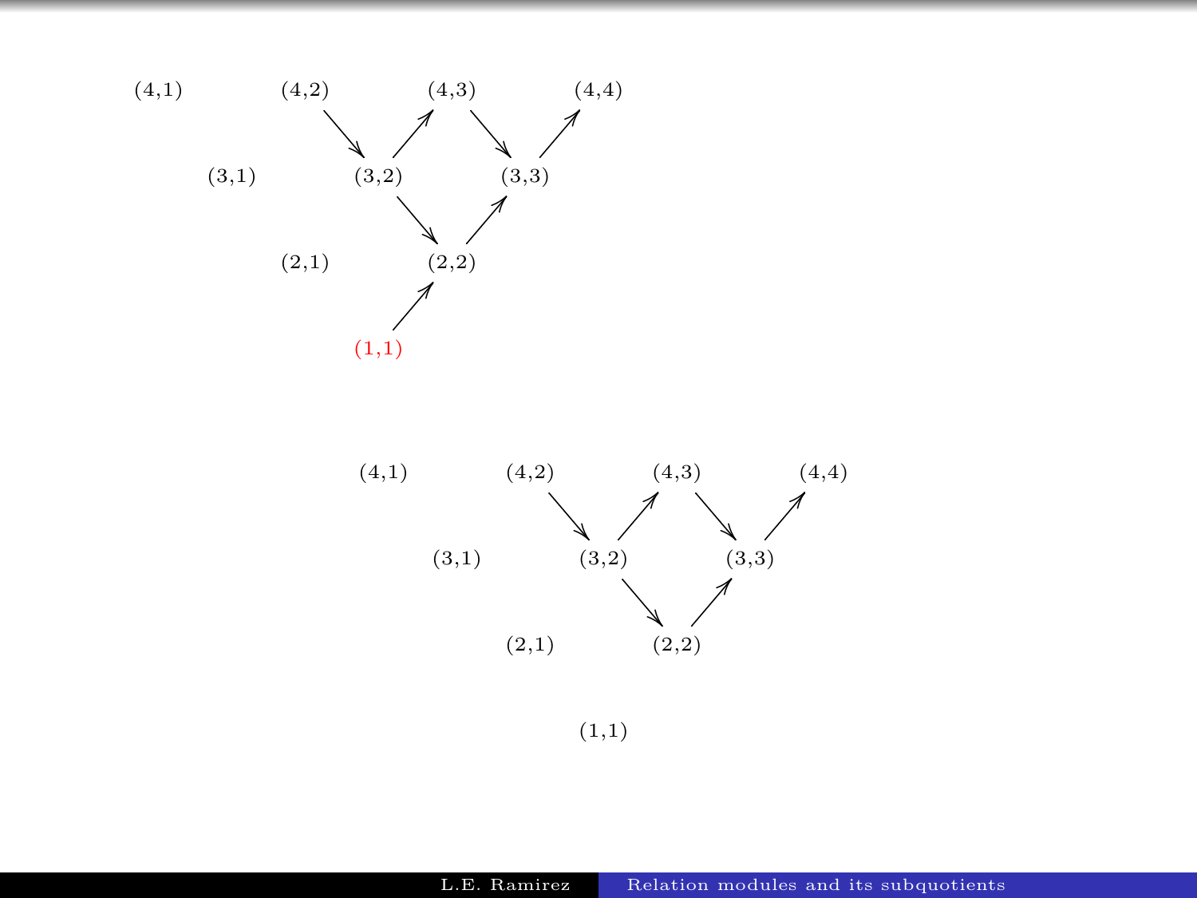(4,1) (4,2) (4,3) (4,4)

(3,1) (3,2) (3,3)

(2,1) (2,2)

(1,1)

(4,1) (4,2) (4,3) (4,4)

(3,1) (3,2) (3,3)

(2,1) (2,2)

(1,1)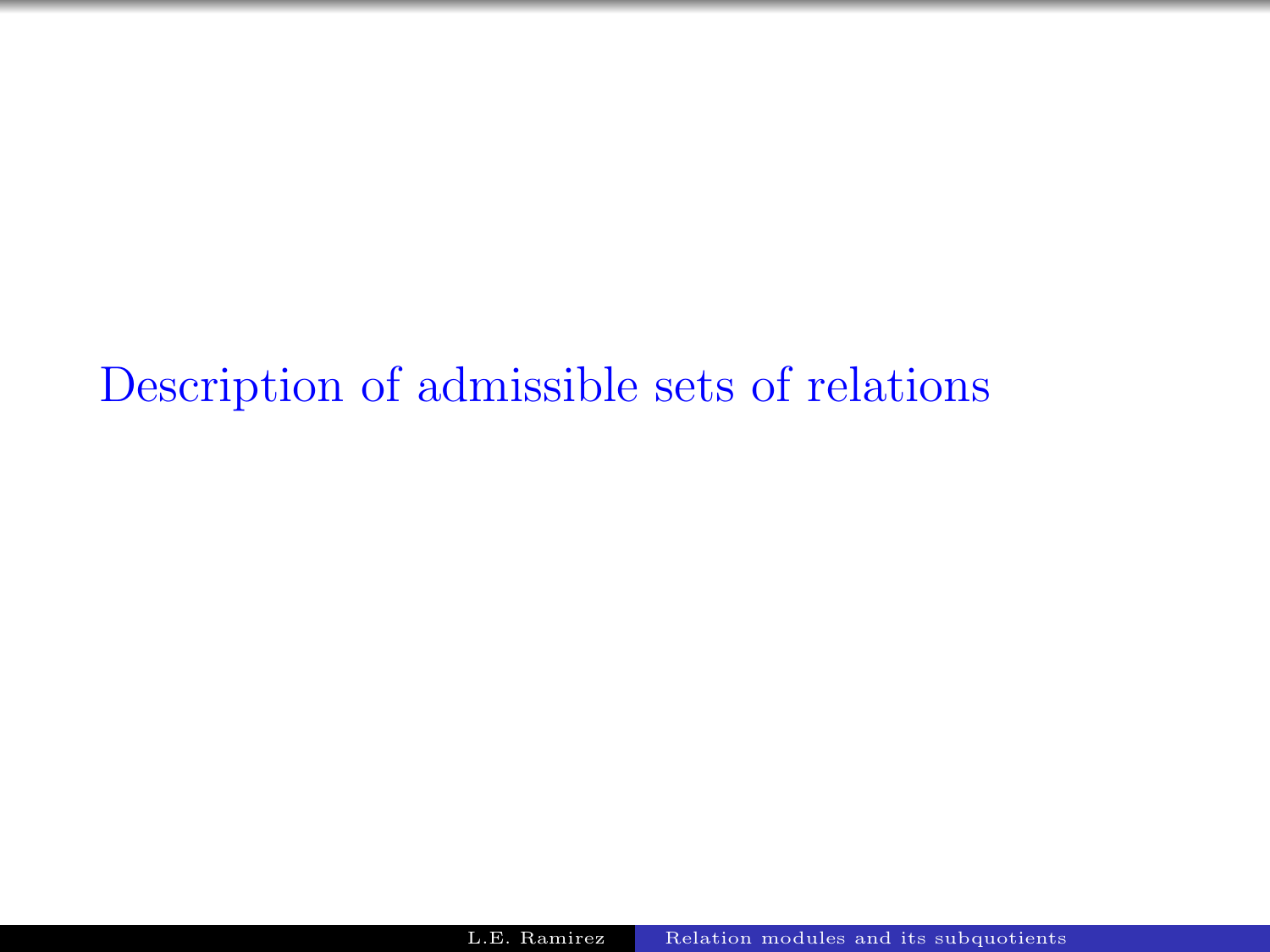# Description of admissible sets of relations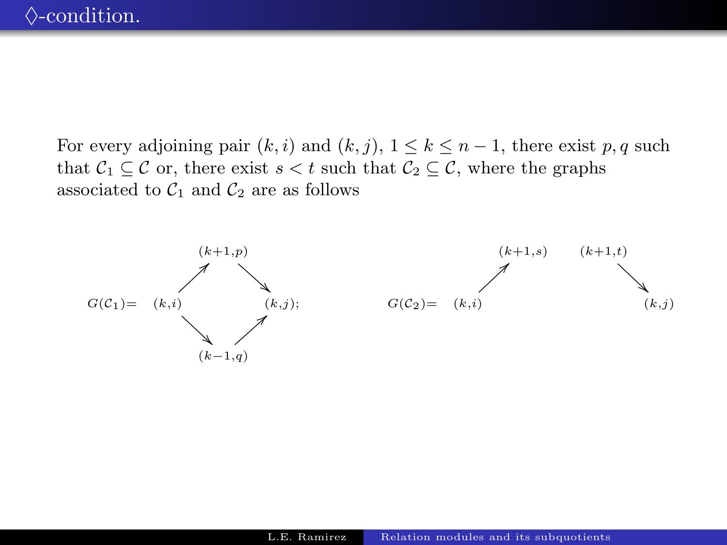# $\Diamond$-condition.

For every adjoining pair $(k,i)$ and $(k,j)$, $1 \leq k \leq n-1$, there exist $p, q$ such that $\mathcal{C}_1 \subseteq \mathcal{C}$ or, there exist $s < t$ such that $\mathcal{C}_2 \subseteq \mathcal{C}$, where the graphs associated to $\mathcal{C}_1$ and $\mathcal{C}_2$ are as follows

$$G(\mathcal{C}_1) = \begin{array}{ccccc} & & (k+1,p) & & \\ & \nearrow & & \searrow & \\ (k,i) & & & & (k,j); \\ & \searrow & & \nearrow & \\ & & (k-1,q) & & \end{array} \qquad G(\mathcal{C}_2) = \begin{array}{cccccc} & & (k+1,s) & (k+1,t) & & \\ & \nearrow & & & \searrow & \\ (k,i) & & & & & (k,j) \end{array}$$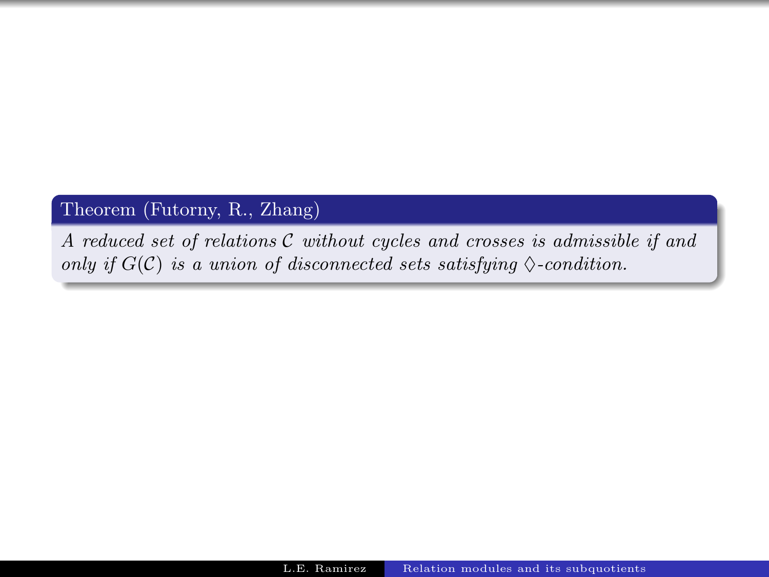**Theorem (Futorny, R., Zhang)**

*A reduced set of relations $\mathcal{C}$ without cycles and crosses is admissible if and only if $G(\mathcal{C})$ is a union of disconnected sets satisfying $\Diamond$-condition.*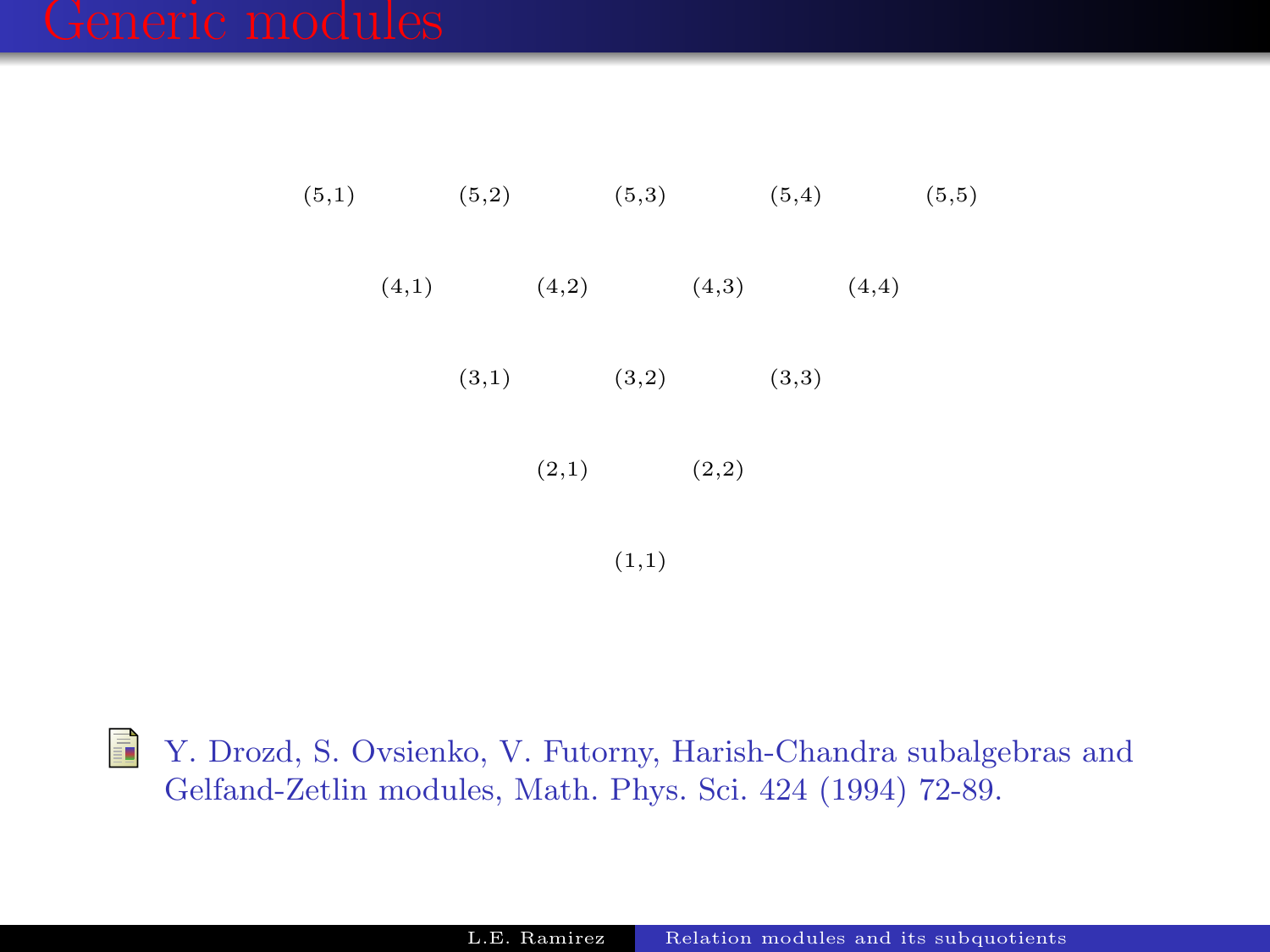# Generic modules

(5,1) (5,2) (5,3) (5,4) (5,5)

(4,1) (4,2) (4,3) (4,4)

(3,1) (3,2) (3,3)

(2,1) (2,2)

(1,1)

Y. Drozd, S. Ovsienko, V. Futorny, Harish-Chandra subalgebras and Gelfand-Zetlin modules, Math. Phys. Sci. 424 (1994) 72-89.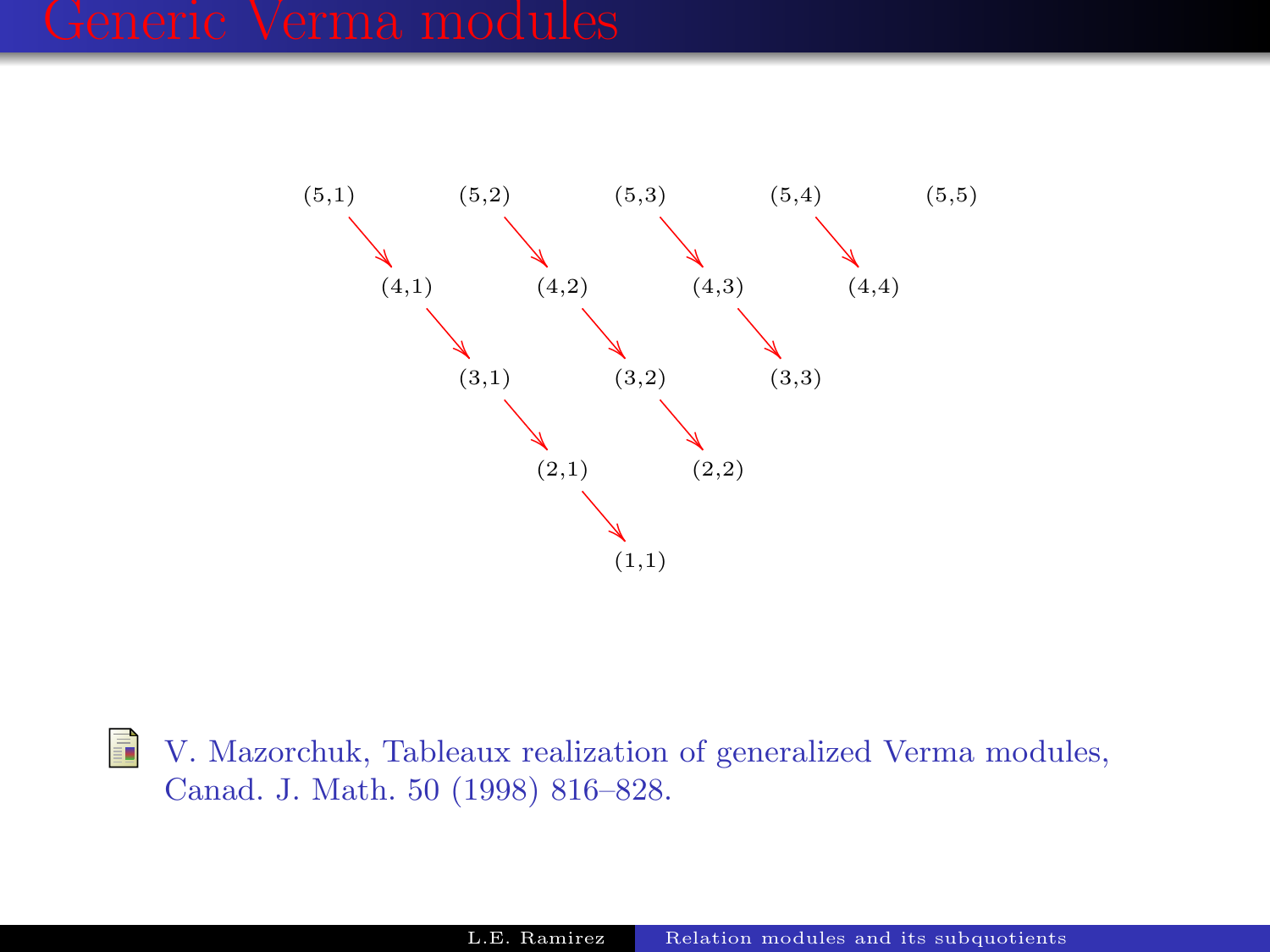# Generic Verma modules

(5,1) (5,2) (5,3) (5,4) (5,5)

(4,1) (4,2) (4,3) (4,4)

(3,1) (3,2) (3,3)

(2,1) (2,2)

(1,1)

V. Mazorchuk, Tableaux realization of generalized Verma modules, Canad. J. Math. 50 (1998) 816–828.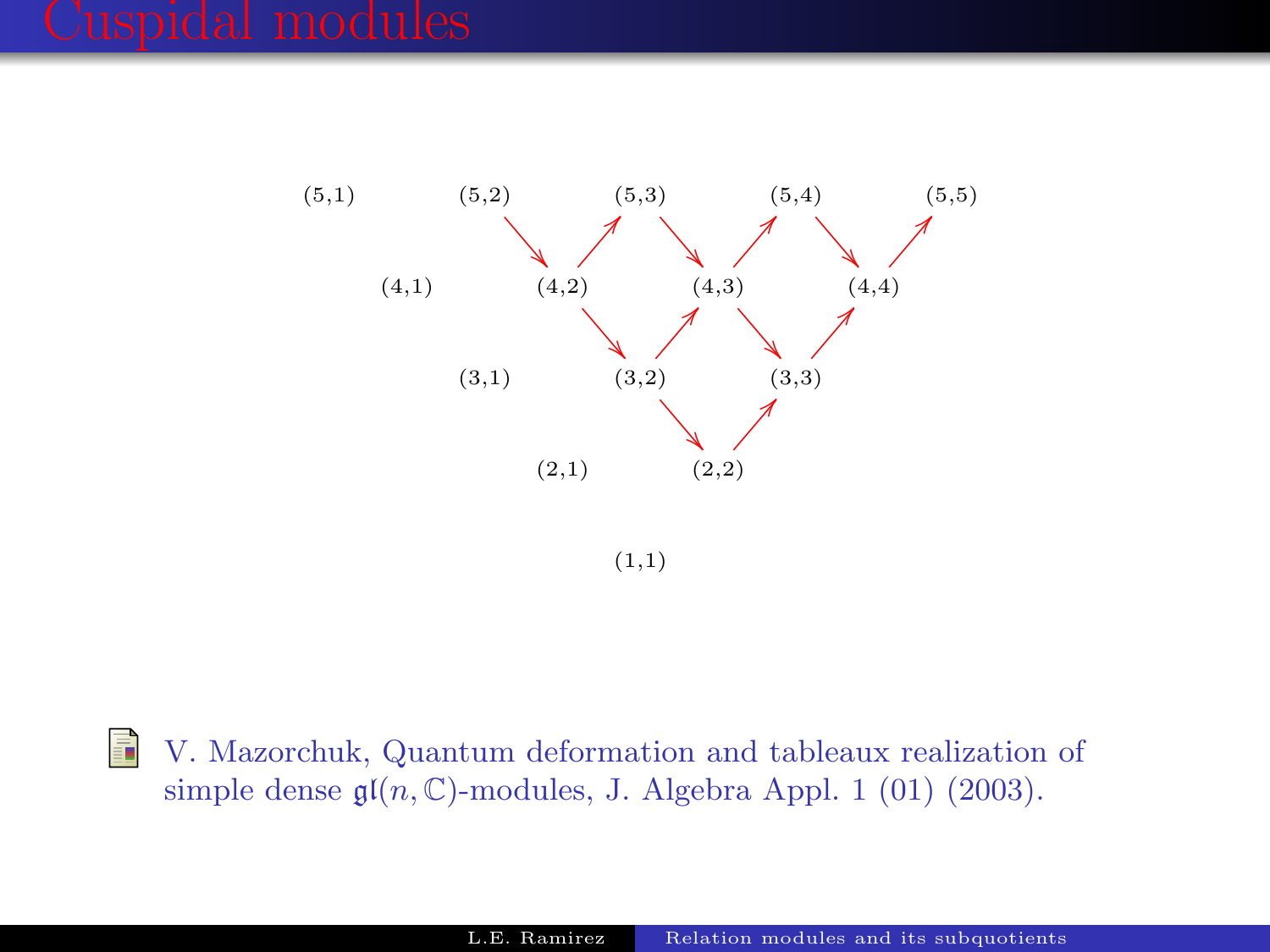# Cuspidal modules

(5,1) (5,2) (5,3) (5,4) (5,5)

(4,1) (4,2) (4,3) (4,4)

(3,1) (3,2) (3,3)

(2,1) (2,2)

(1,1)

V. Mazorchuk, Quantum deformation and tableaux realization of simple dense $\mathfrak{gl}(n,\mathbb{C})$-modules, J. Algebra Appl. 1 (01) (2003).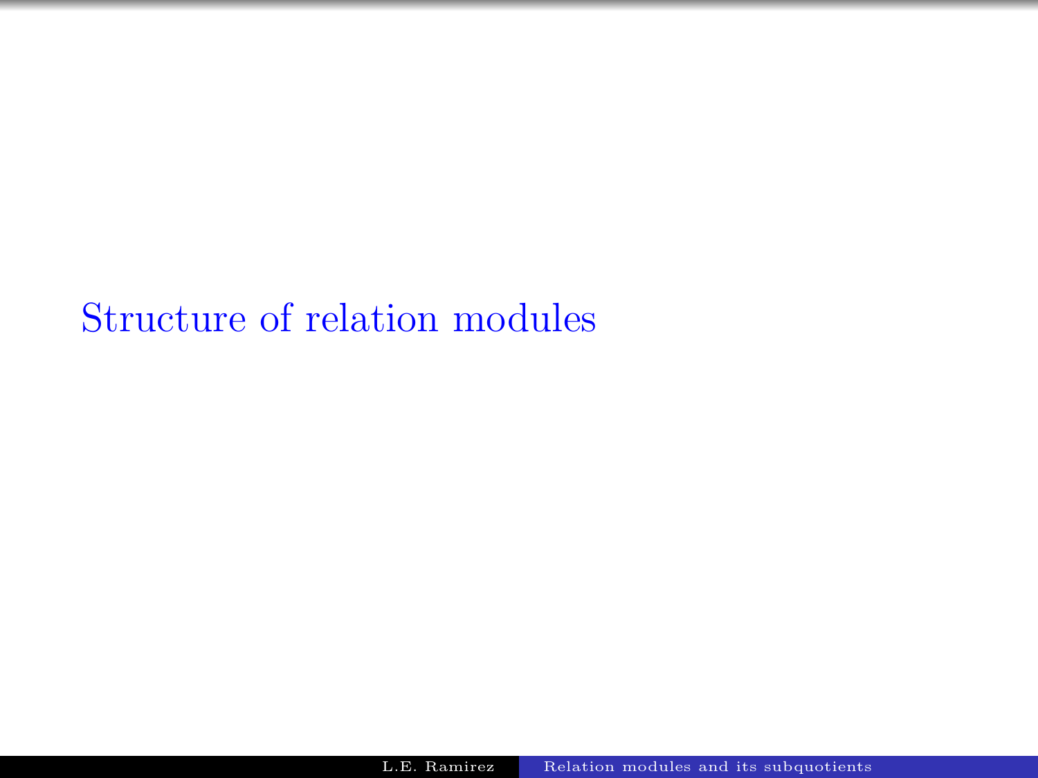# Structure of relation modules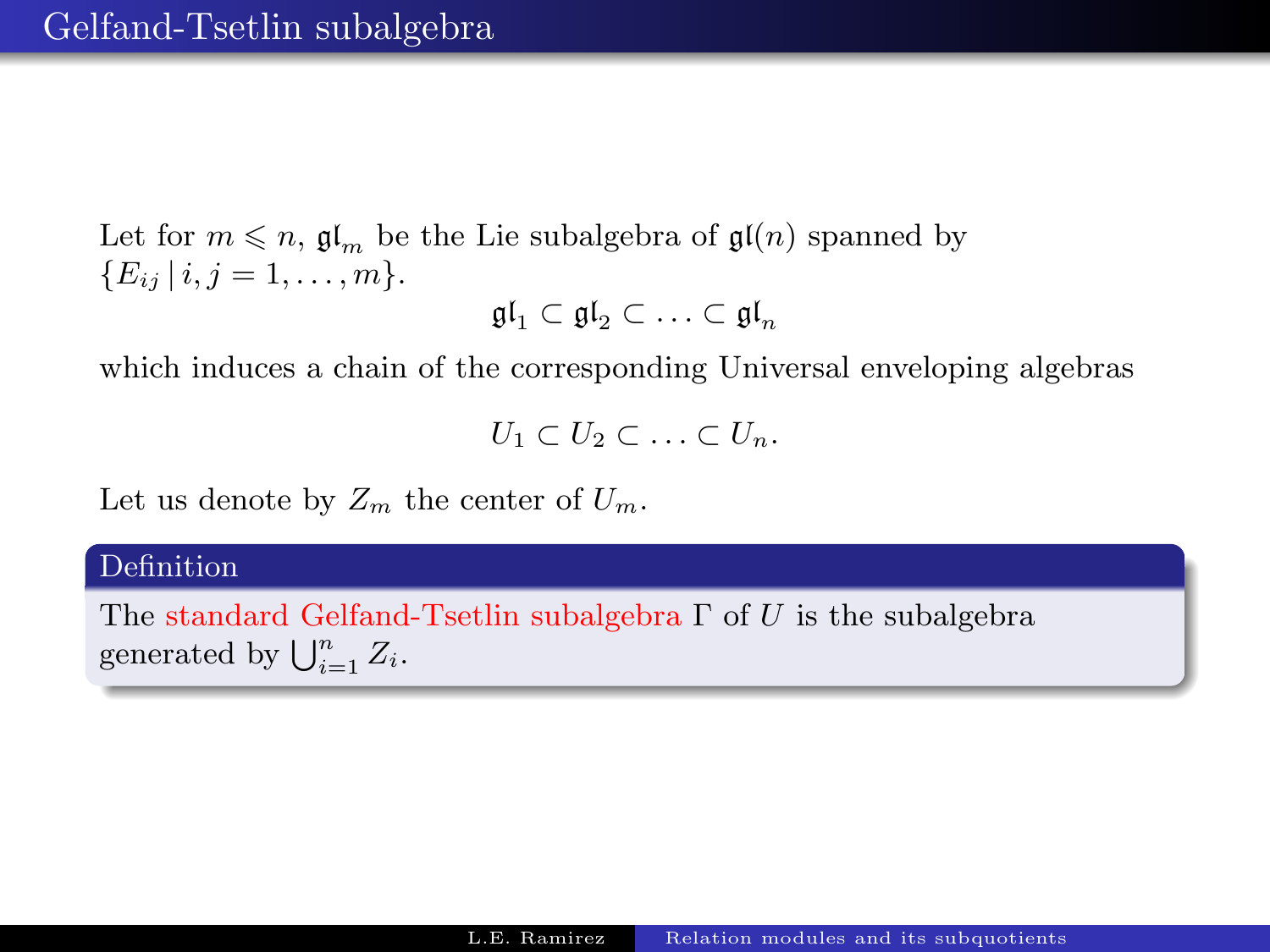## Gelfand-Tsetlin subalgebra

Let for $m \leqslant n$, $\mathfrak{gl}_m$ be the Lie subalgebra of $\mathfrak{gl}(n)$ spanned by $\{E_{ij} \,|\, i, j = 1, \ldots, m\}$.

$$\mathfrak{gl}_1 \subset \mathfrak{gl}_2 \subset \ldots \subset \mathfrak{gl}_n$$

which induces a chain of the corresponding Universal enveloping algebras

$$U_1 \subset U_2 \subset \ldots \subset U_n.$$

Let us denote by $Z_m$ the center of $U_m$.

**Definition**

The *standard Gelfand-Tsetlin subalgebra* $\Gamma$ of $U$ is the subalgebra generated by $\bigcup_{i=1}^{n} Z_i$.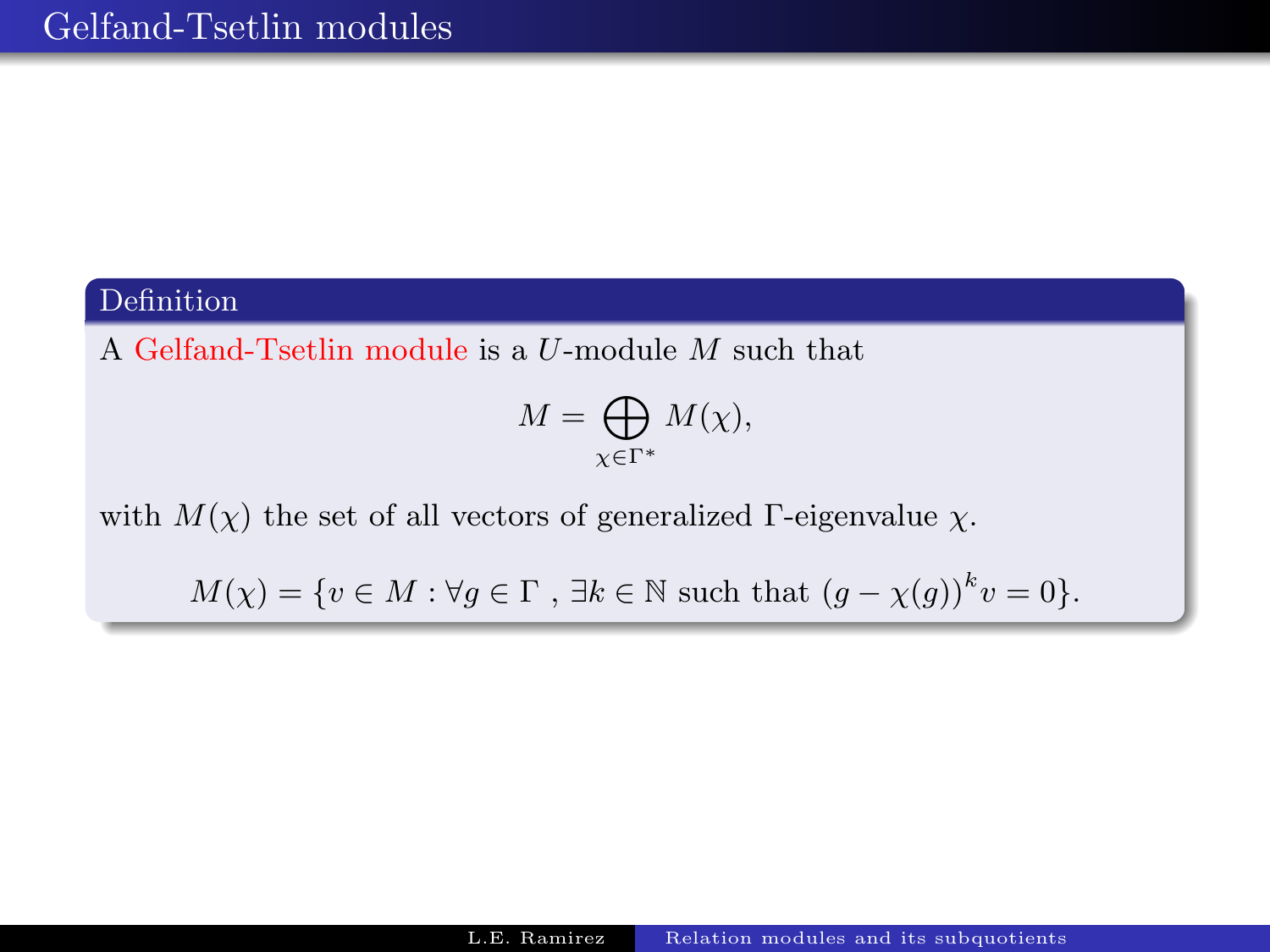# Gelfand-Tsetlin modules

**Definition**

A Gelfand-Tsetlin module is a $U$-module $M$ such that

$$M = \bigoplus_{\chi \in \Gamma^*} M(\chi),$$

with $M(\chi)$ the set of all vectors of generalized $\Gamma$-eigenvalue $\chi$.

$$M(\chi) = \{v \in M : \forall g \in \Gamma \text{ , } \exists k \in \mathbb{N} \text{ such that } (g - \chi(g))^k v = 0\}.$$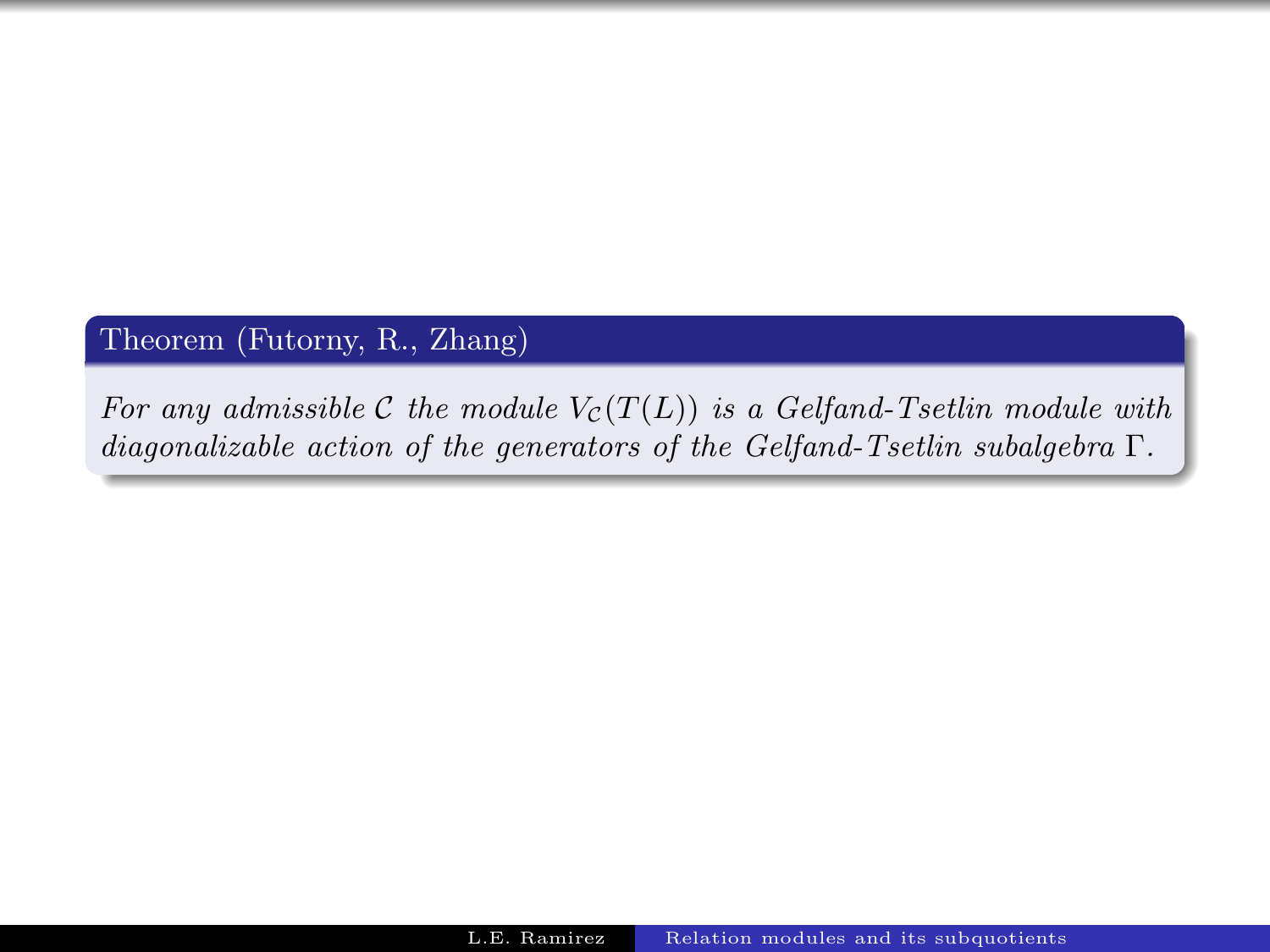**Theorem (Futorny, R., Zhang)**

*For any admissible $\mathcal{C}$ the module $V_{\mathcal{C}}(T(L))$ is a Gelfand-Tsetlin module with diagonalizable action of the generators of the Gelfand-Tsetlin subalgebra $\Gamma$.*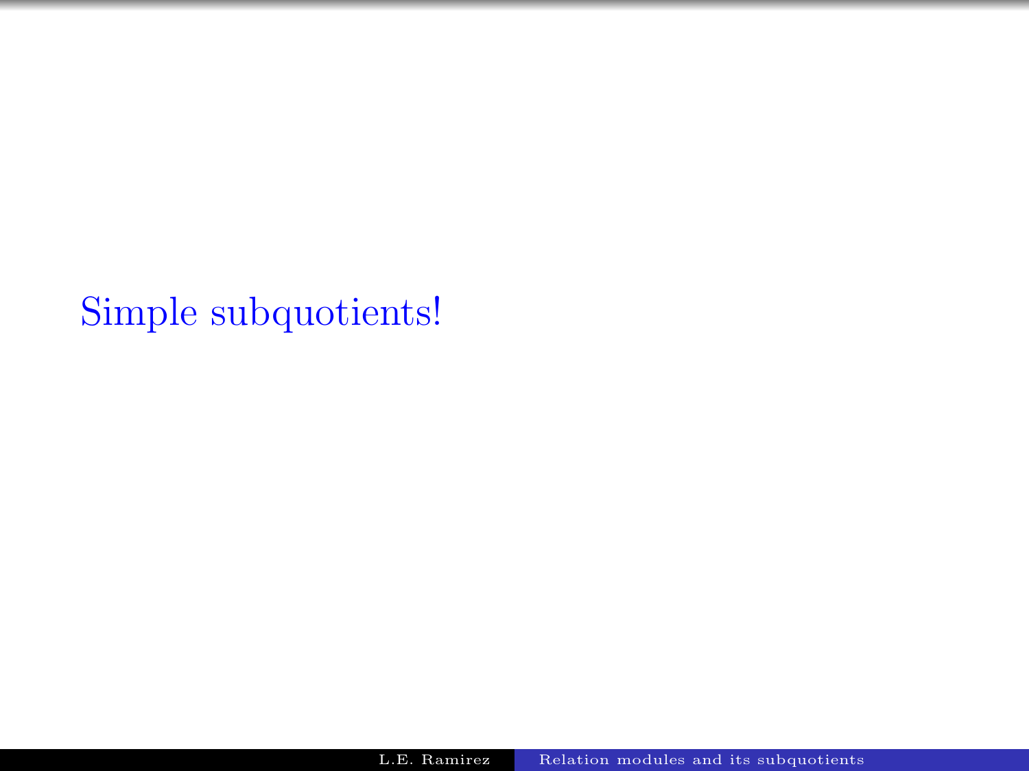Simple subquotients!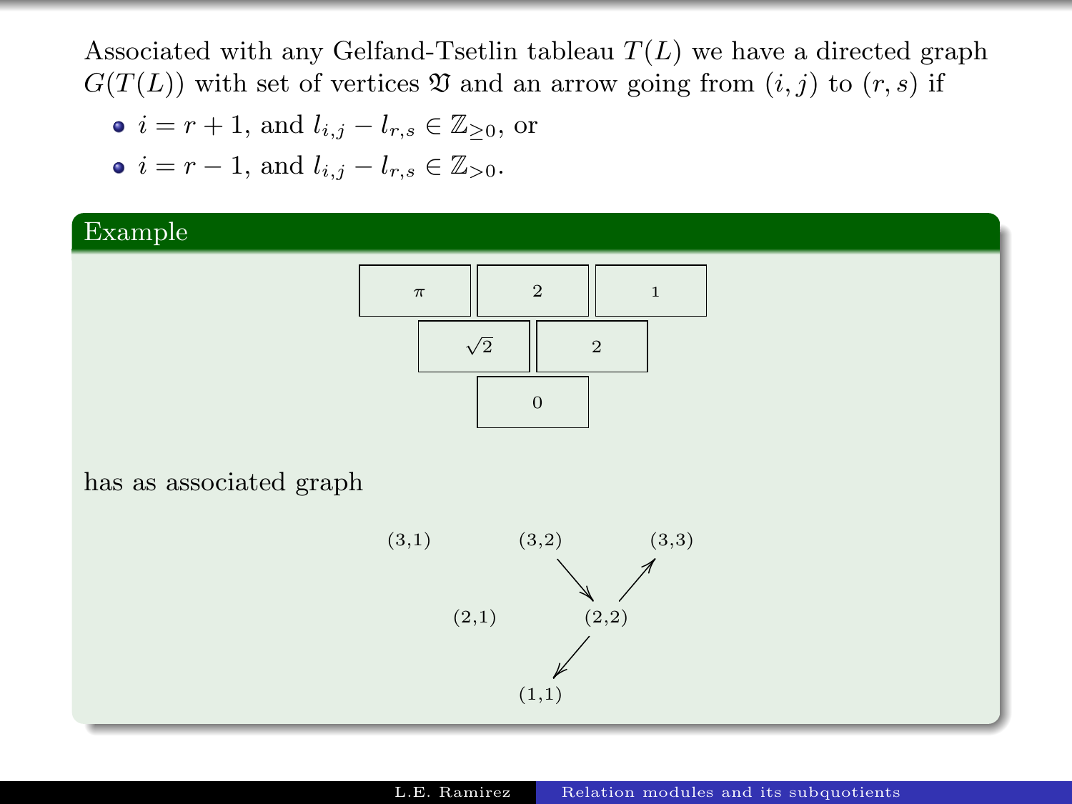Associated with any Gelfand-Tsetlin tableau $T(L)$ we have a directed graph $G(T(L))$ with set of vertices $\mathfrak{V}$ and an arrow going from $(i,j)$ to $(r,s)$ if

- $i = r+1$, and $l_{i,j} - l_{r,s} \in \mathbb{Z}_{\geq 0}$, or
- $i = r-1$, and $l_{i,j} - l_{r,s} \in \mathbb{Z}_{>0}$.

**Example**

| $\pi$ | $2$ | $1$ |
|---|---|---|
| $\sqrt{2}$ | $2$ | |
| $0$ | | |

has as associated graph

$$
\begin{array}{ccccc}
(3,1) & & (3,2) & & (3,3) \\
 & & \searrow & \nearrow & \\
 & (2,1) & & (2,2) & \\
 & & \swarrow & & \\
 & & (1,1) & &
\end{array}
$$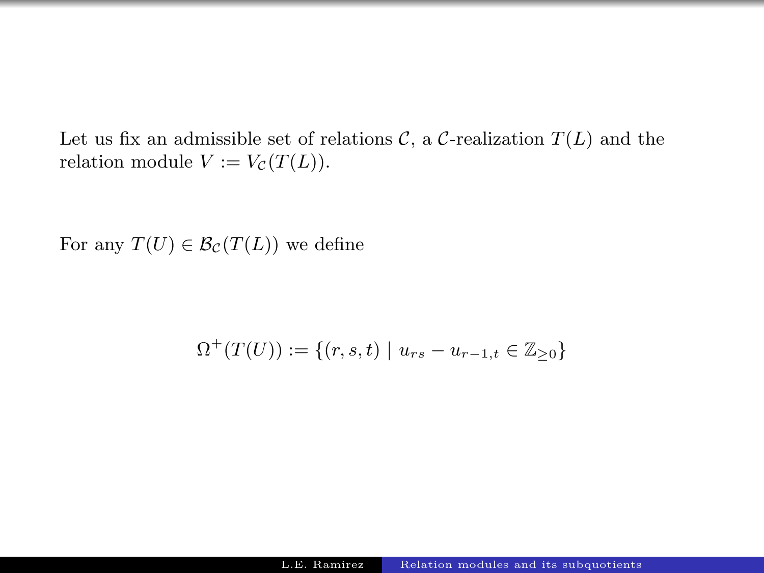Let us fix an admissible set of relations $\mathcal{C}$, a $\mathcal{C}$-realization $T(L)$ and the relation module $V := V_{\mathcal{C}}(T(L))$.

For any $T(U) \in \mathcal{B}_{\mathcal{C}}(T(L))$ we define

$$\Omega^{+}(T(U)) := \{(r, s, t) \mid u_{rs} - u_{r-1,t} \in \mathbb{Z}_{\geq 0}\}$$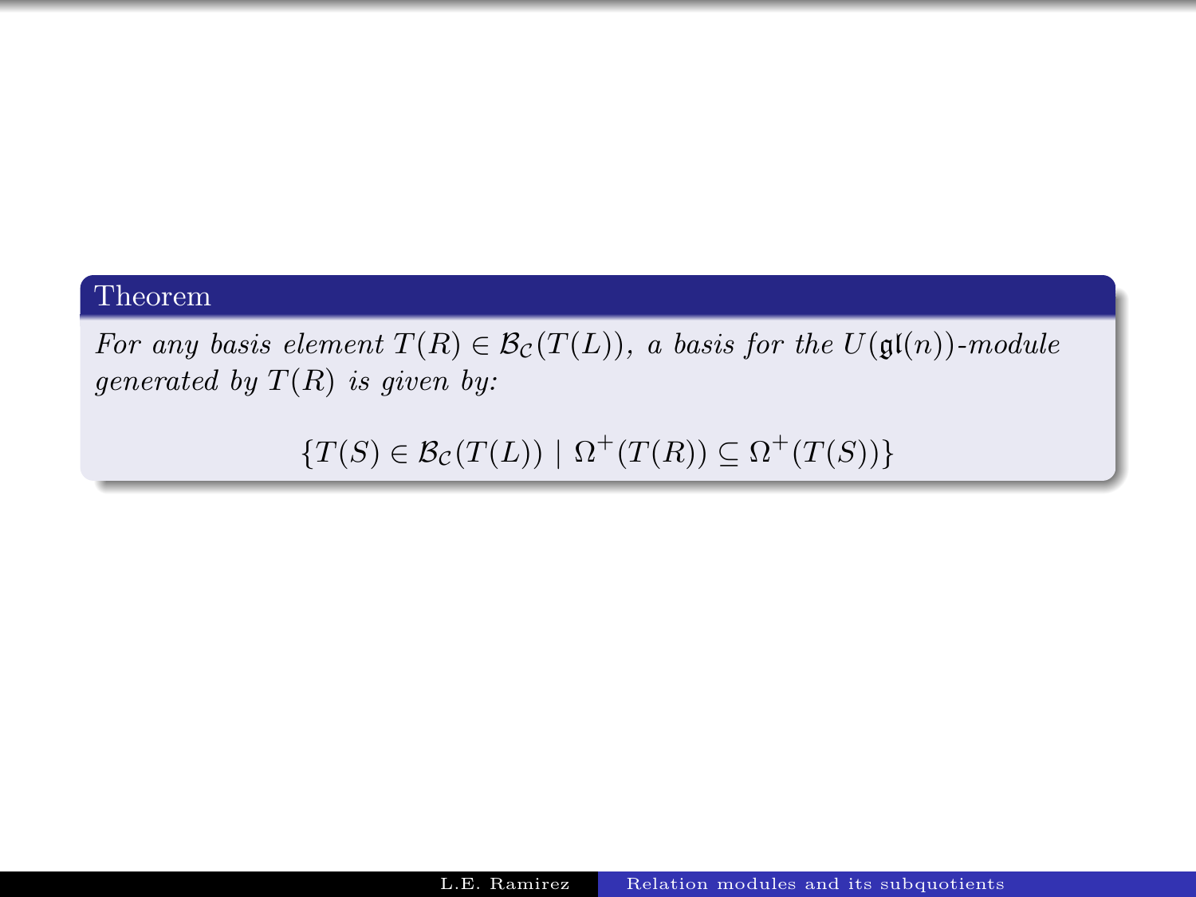**Theorem**

*For any basis element $T(R) \in \mathcal{B}_{\mathcal{C}}(T(L))$, a basis for the $U(\mathfrak{gl}(n))$-module generated by $T(R)$ is given by:*

$$\{T(S) \in \mathcal{B}_{\mathcal{C}}(T(L)) \mid \Omega^+(T(R)) \subseteq \Omega^+(T(S))\}$$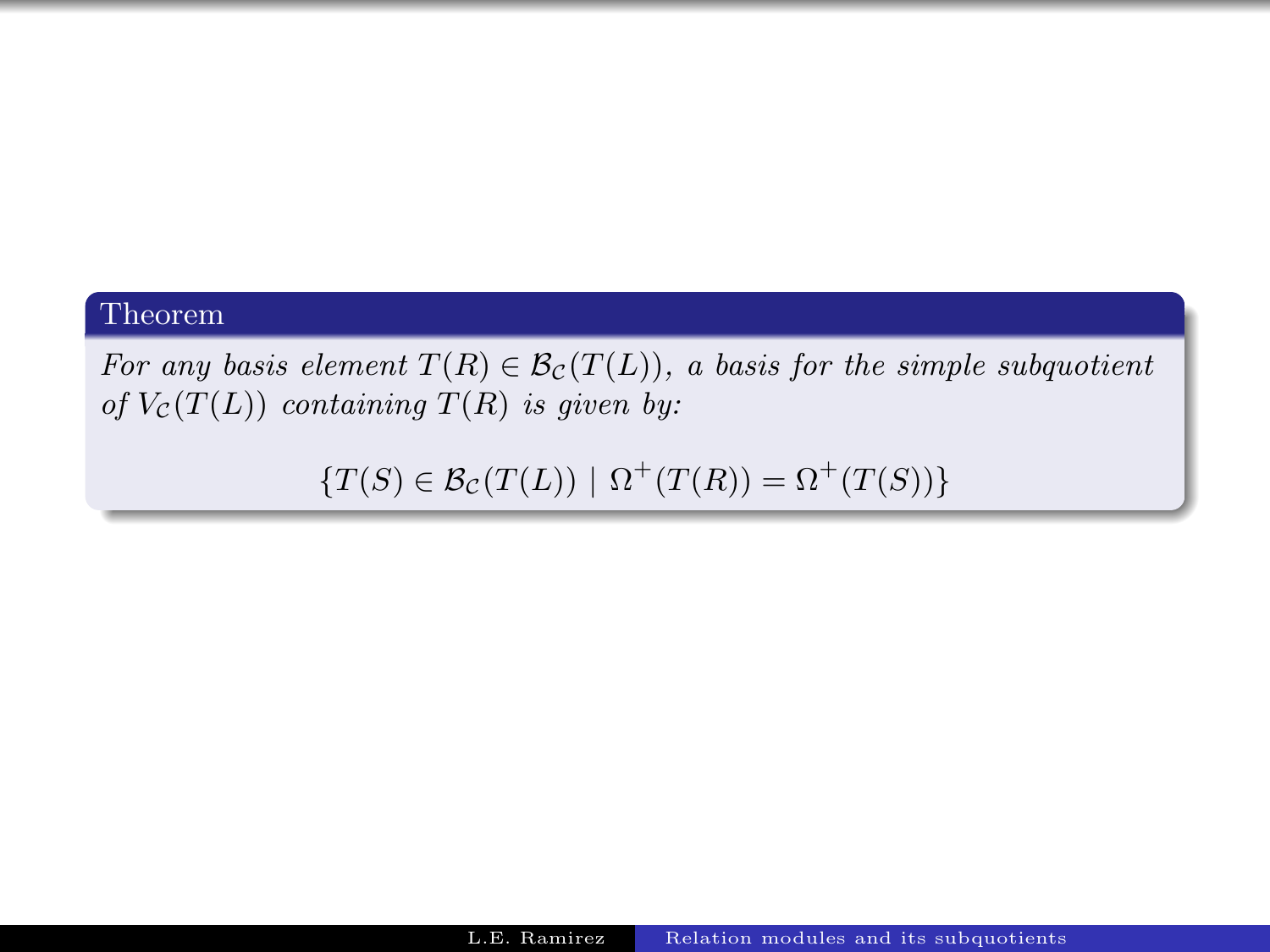**Theorem**

*For any basis element $T(R) \in \mathcal{B}_{\mathcal{C}}(T(L))$, a basis for the simple subquotient of $V_{\mathcal{C}}(T(L))$ containing $T(R)$ is given by:*

$$\{T(S) \in \mathcal{B}_{\mathcal{C}}(T(L)) \mid \Omega^{+}(T(R)) = \Omega^{+}(T(S))\}$$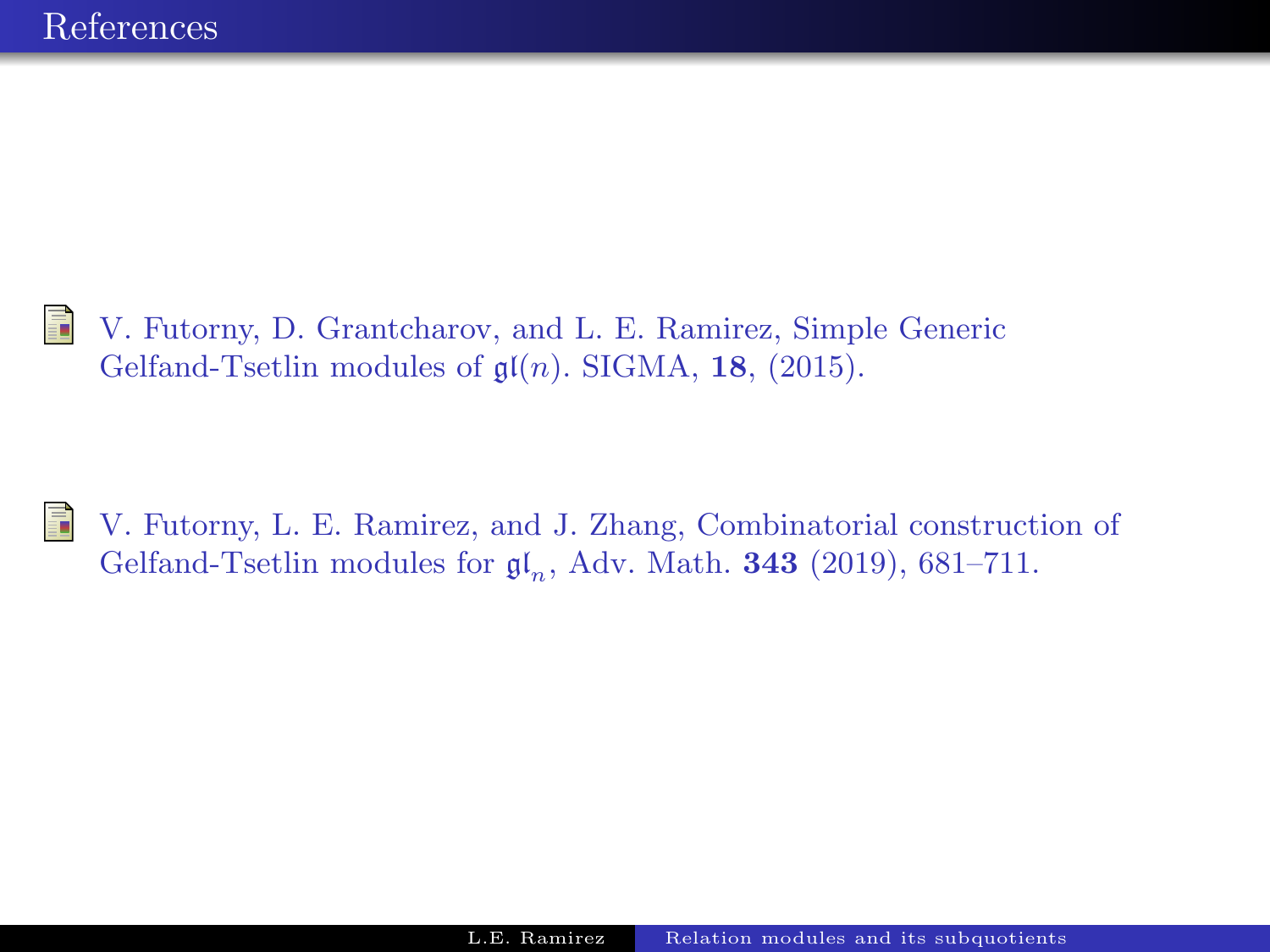# References

- V. Futorny, D. Grantcharov, and L. E. Ramirez, Simple Generic Gelfand-Tsetlin modules of $\mathfrak{gl}(n)$. SIGMA, **18**, (2015).

- V. Futorny, L. E. Ramirez, and J. Zhang, Combinatorial construction of Gelfand-Tsetlin modules for $\mathfrak{gl}_n$, Adv. Math. **343** (2019), 681–711.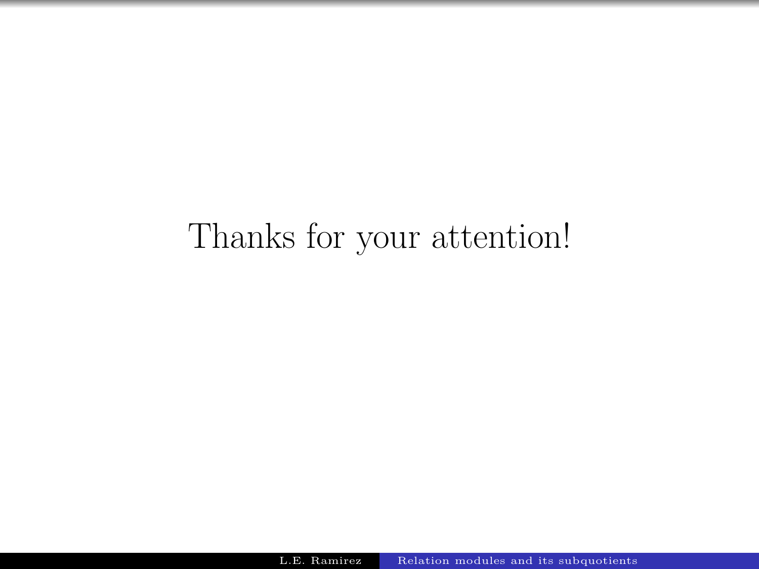Thanks for your attention!